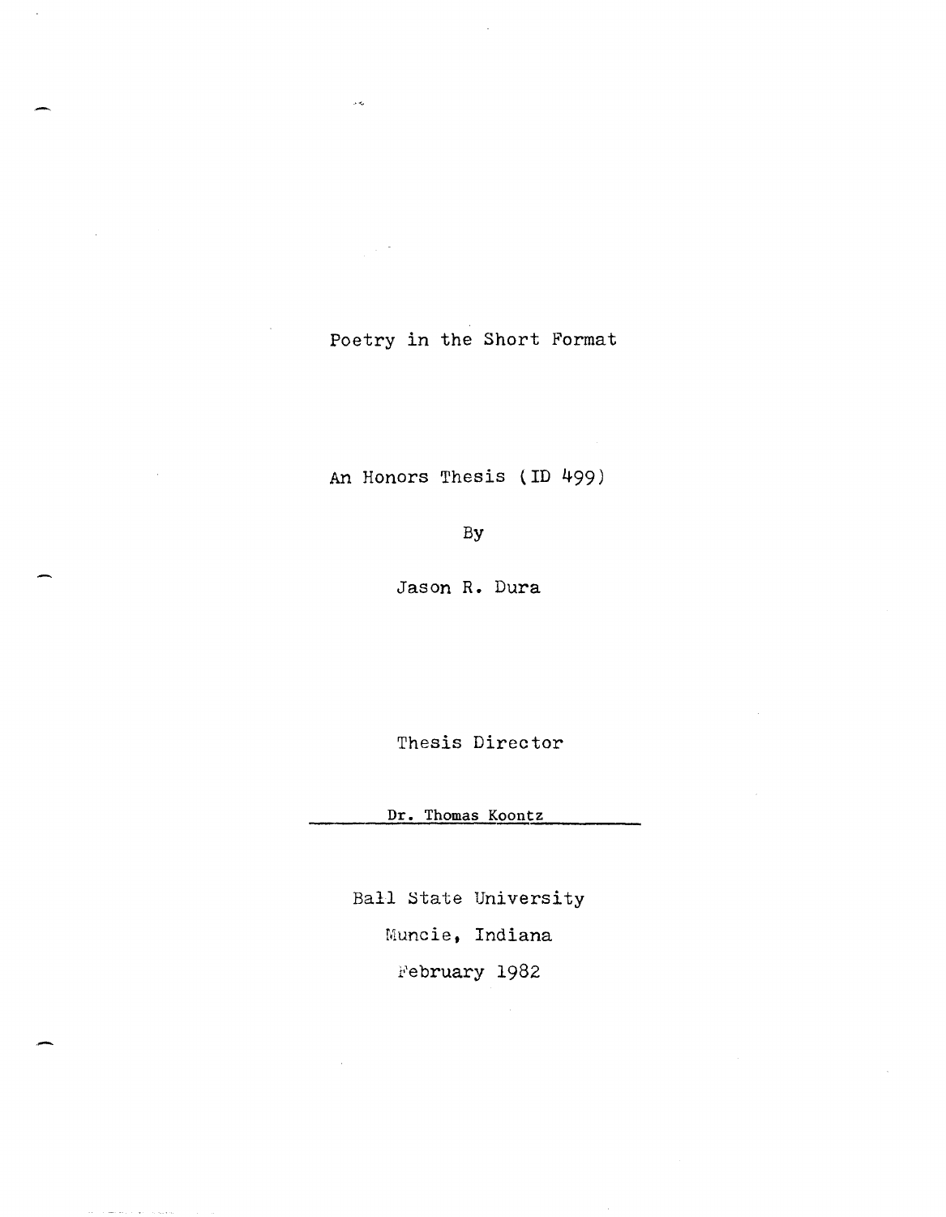# Poetry in the Short Format

An Honors Thesis (ID 499)

By

Jason R. Dura

Thesis Director

Dr. Thomas Koontz

Ball State University

Muncie, Indiana

February 1982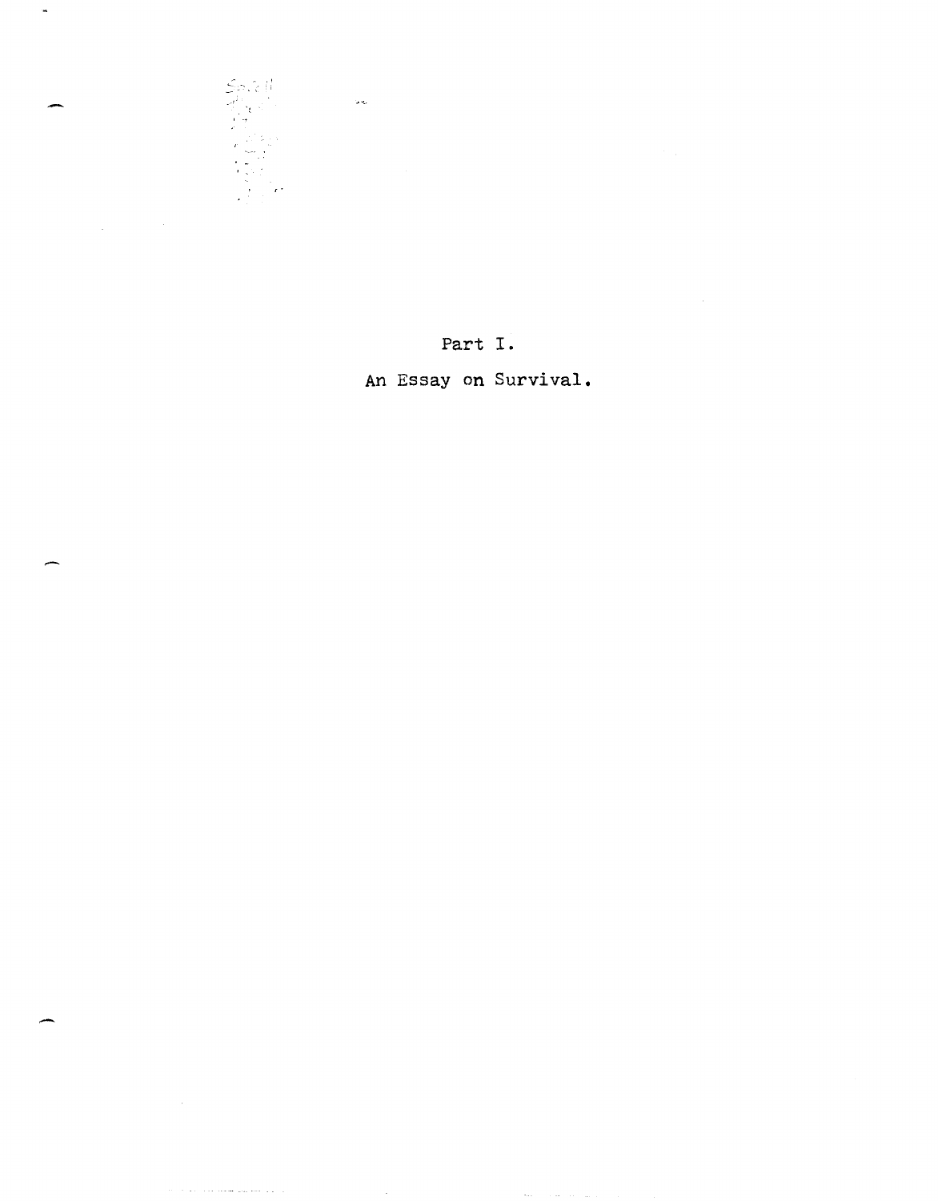# Part I.

## An Essay on Survival.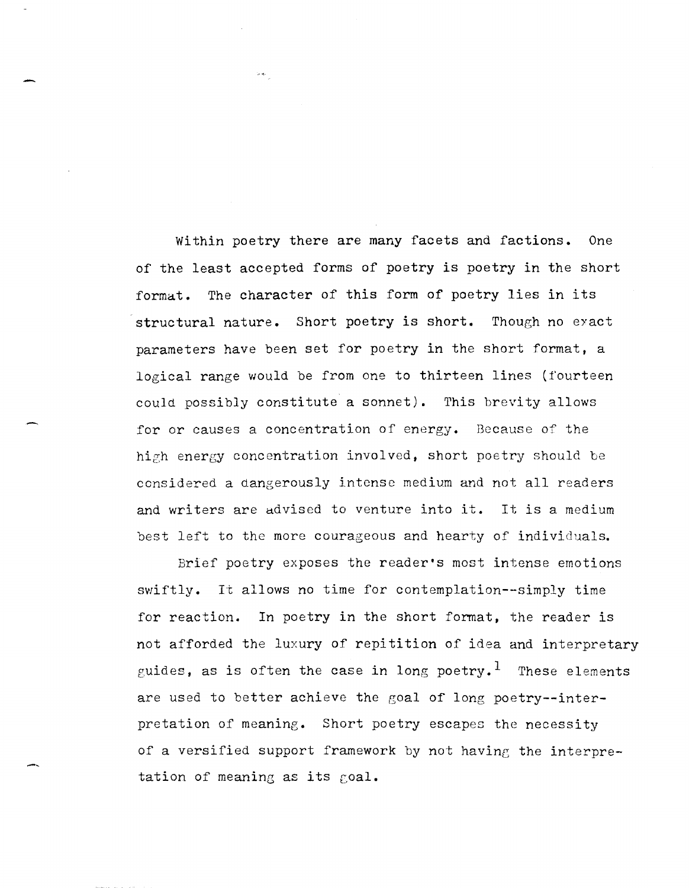Within poetry there are many facets and factions. One of the least accepted forms of poetry is poetry in the short format. The character of this form of poetry lies in its structural nature. Short poetry is short. Though no exact parameters have been set for poetry in the short format, a logical range would be from one to thirteen lines (fourteen could possibly constitute a sonnet). This brevity allows for or causes a concentration of energy. Because of the high energy concentration involved, short poetry should be considered a dangerously intense medium and not all readers and writers are advised to venture into it. It is a medium best left to the more courageous and hearty of individuals.

Brief poetry exposes the reader's most intense emotions swiftly. It allows no time for contemplation--simply time for reaction. In poetry in the short format, the reader is not afforded the luxury of repitition of idea and interpretary guides, as is often the case in long poetry.[1] These elements are used to better achieve the goal of long poetry--interpretation of meaning. Short poetry escapes the necessity of a versified support framework by not having the interpretation of meaning as its goal.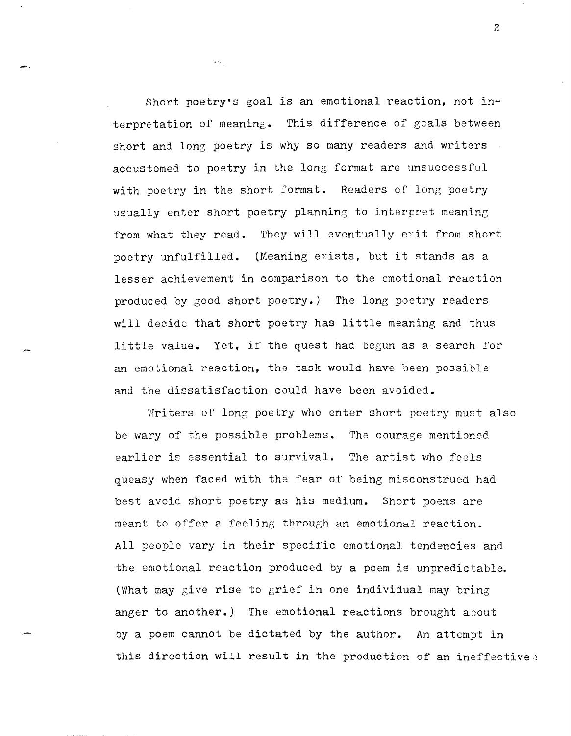Short poetry's goal is an emotional reaction, not interpretation of meaning. This difference of goals between short and long poetry is why so many readers and writers accustomed to poetry in the long format are unsuccessful with poetry in the short format. Readers of long poetry usually enter short poetry planning to interpret meaning from what they read. They will eventually exit from short poetry unfulfilled. (Meaning exists, but it stands as a lesser achievement in comparison to the emotional reaction produced by good short poetry.) The long poetry readers will decide that short poetry has little meaning and thus little value. Yet, if the quest had begun as a search for an emotional reaction, the task would have been possible and the dissatisfaction could have been avoided.

Writers of long poetry who enter short poetry must also be wary of the possible problems. The courage mentioned earlier is essential to survival. The artist who feels queasy when faced with the fear of being misconstrued had best avoid short poetry as his medium. Short poems are meant to offer a feeling through an emotional reaction. All people vary in their specific emotional tendencies and the emotional reaction produced by a poem is unpredictable. (What may give rise to grief in one individual may bring anger to another.) The emotional reactions brought about by a poem cannot be dictated by the author. An attempt in this direction will result in the production of an ineffective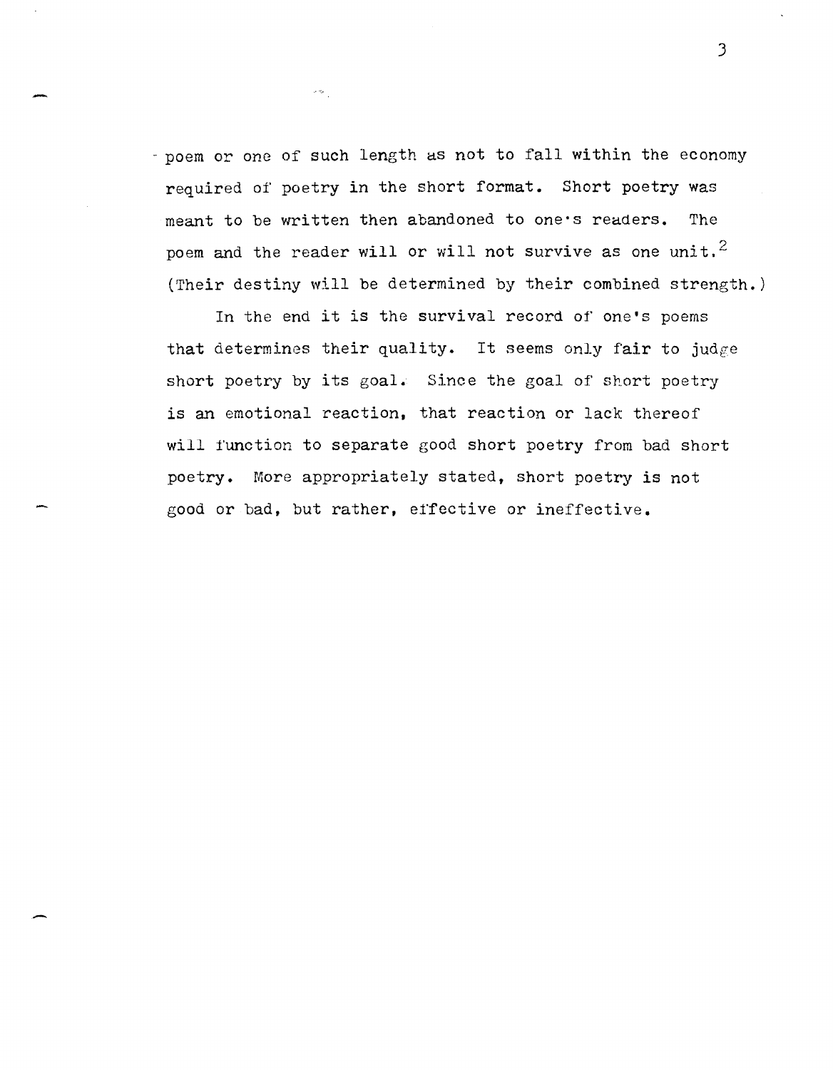poem or one of such length as not to fall within the economy required of poetry in the short format. Short poetry was meant to be written then abandoned to one's readers. The poem and the reader will or will not survive as one unit.[2] (Their destiny will be determined by their combined strength.)

In the end it is the survival record of one's poems that determines their quality. It seems only fair to judge short poetry by its goal. Since the goal of short poetry is an emotional reaction, that reaction or lack thereof will function to separate good short poetry from bad short poetry. More appropriately stated, short poetry is not good or bad, but rather, effective or ineffective.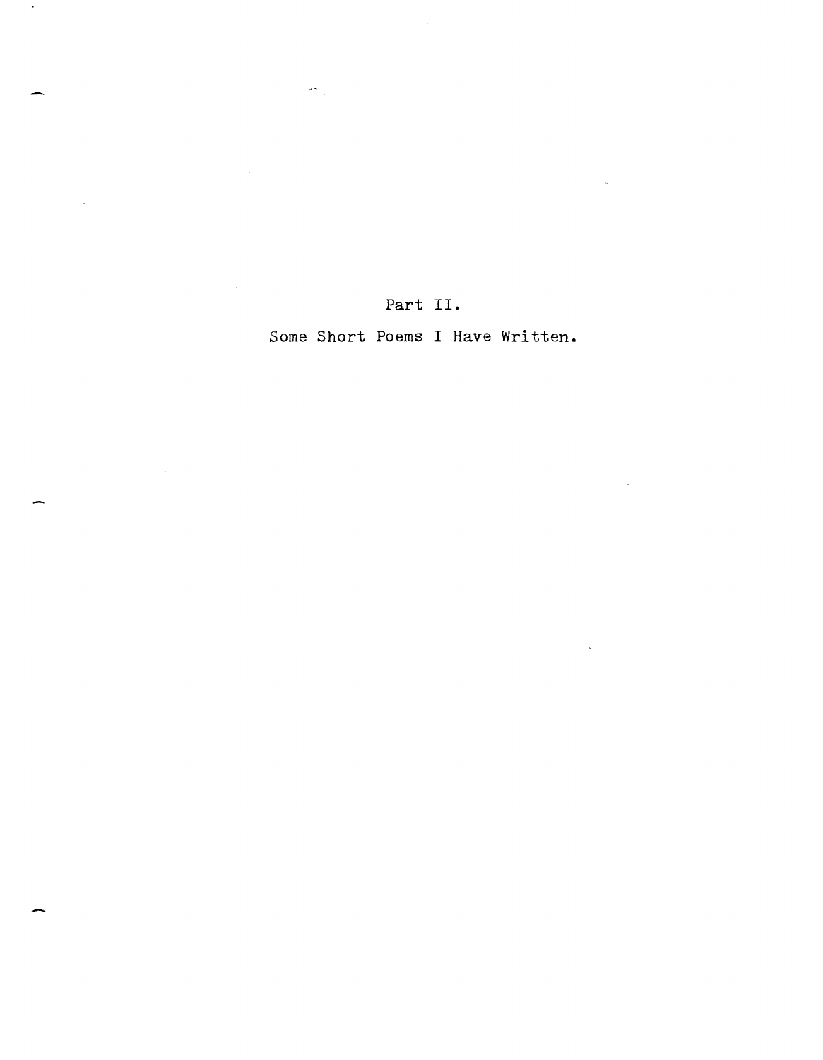# Part II.

## Some Short Poems I Have Written.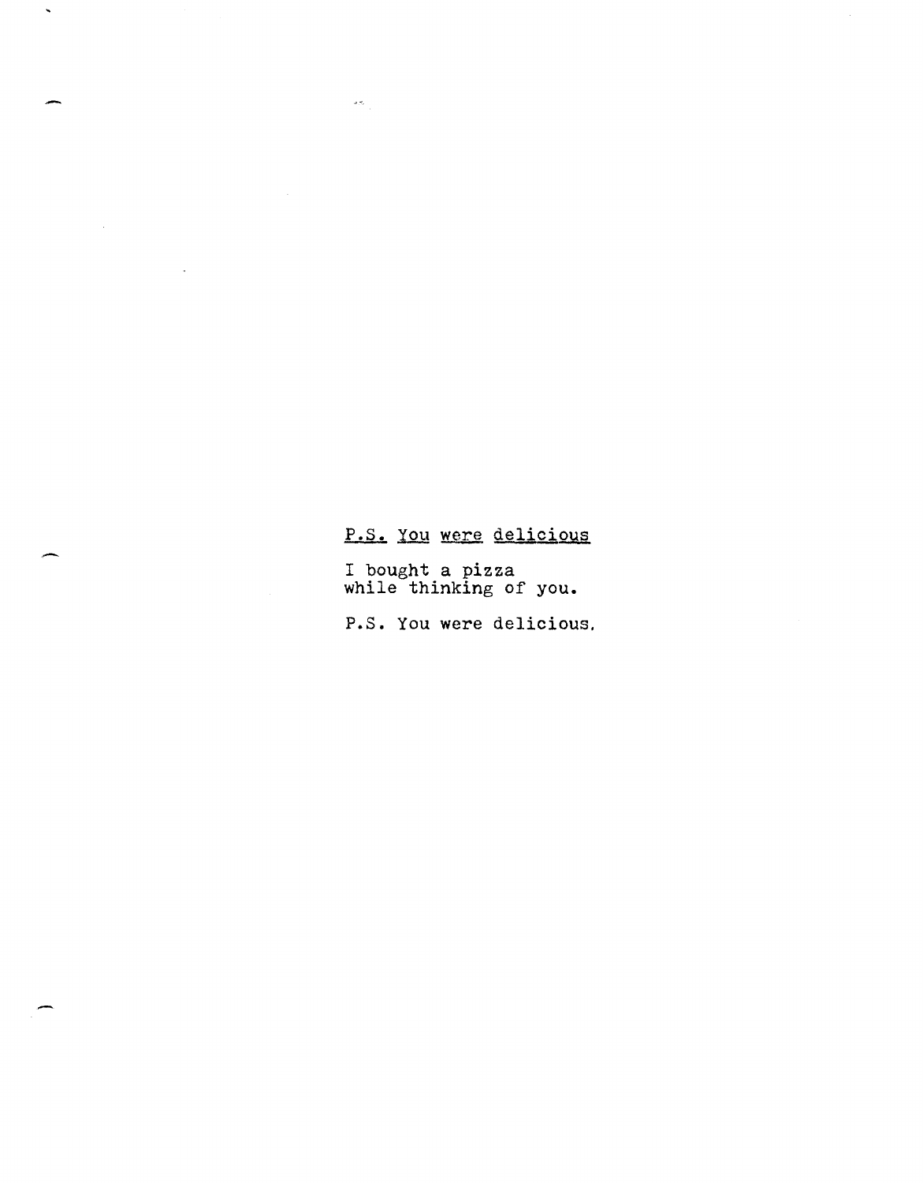## P.S. You were delicious

I bought a pizza
while thinking of you.

P.S. You were delicious.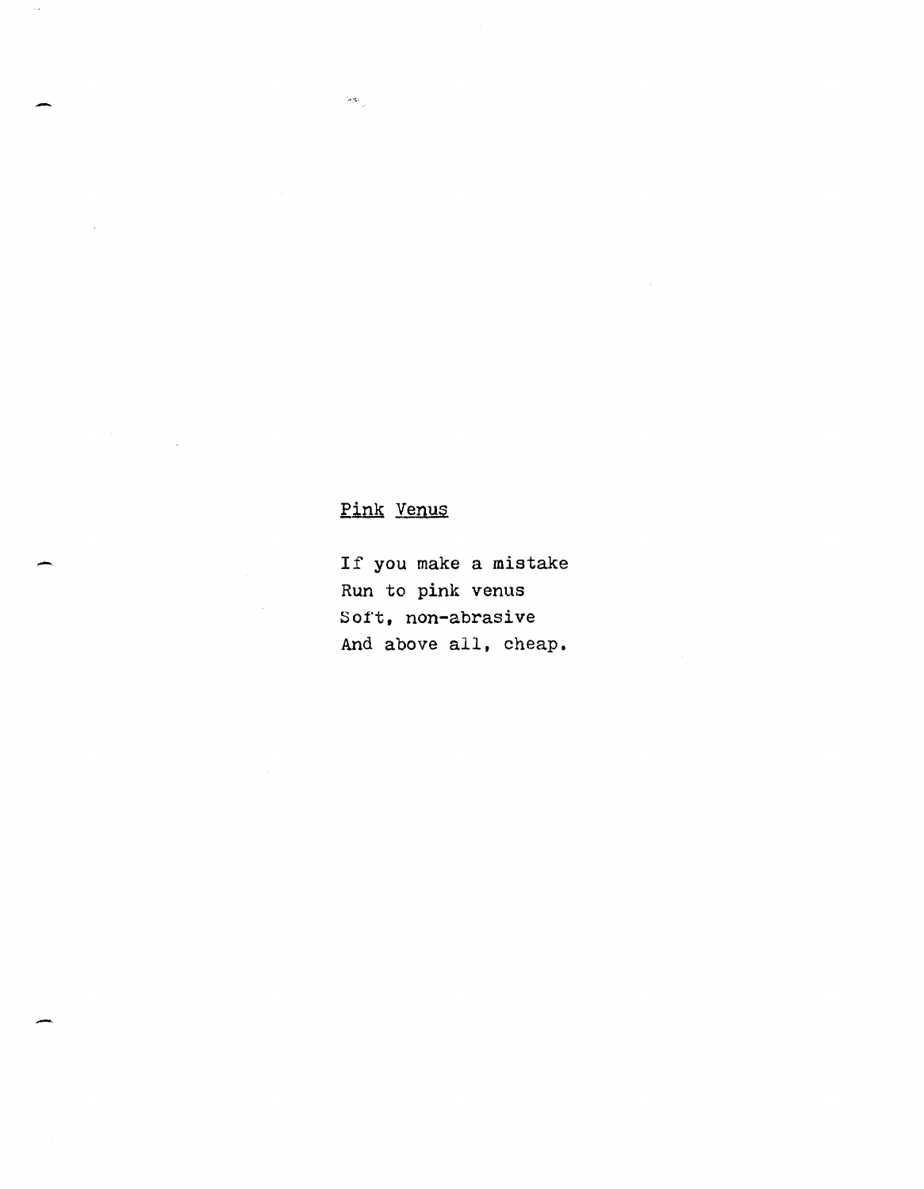## Pink Venus

If you make a mistake
Run to pink venus
Soft, non-abrasive
And above all, cheap.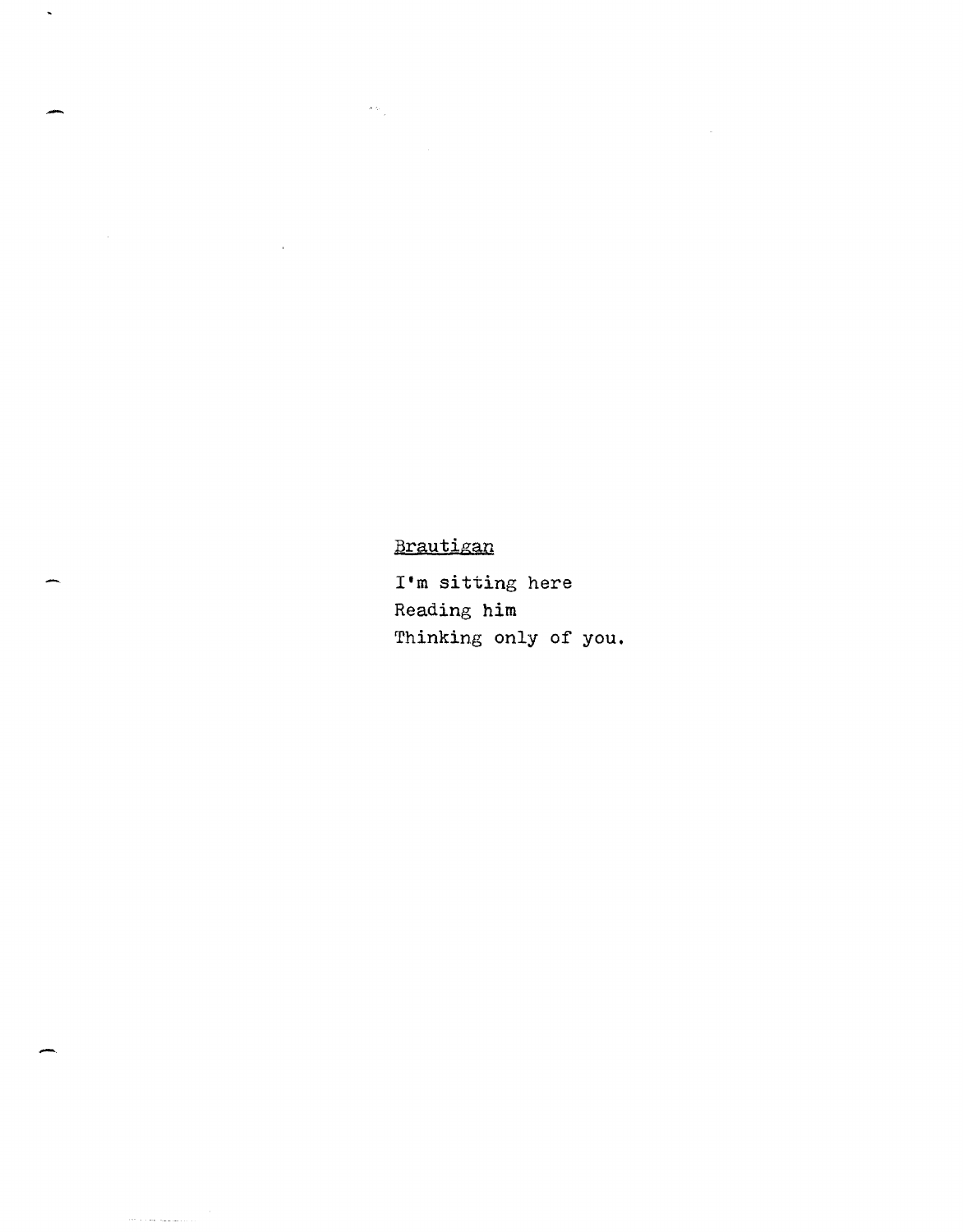Brautigan

I'm sitting here  
Reading him  
Thinking only of you.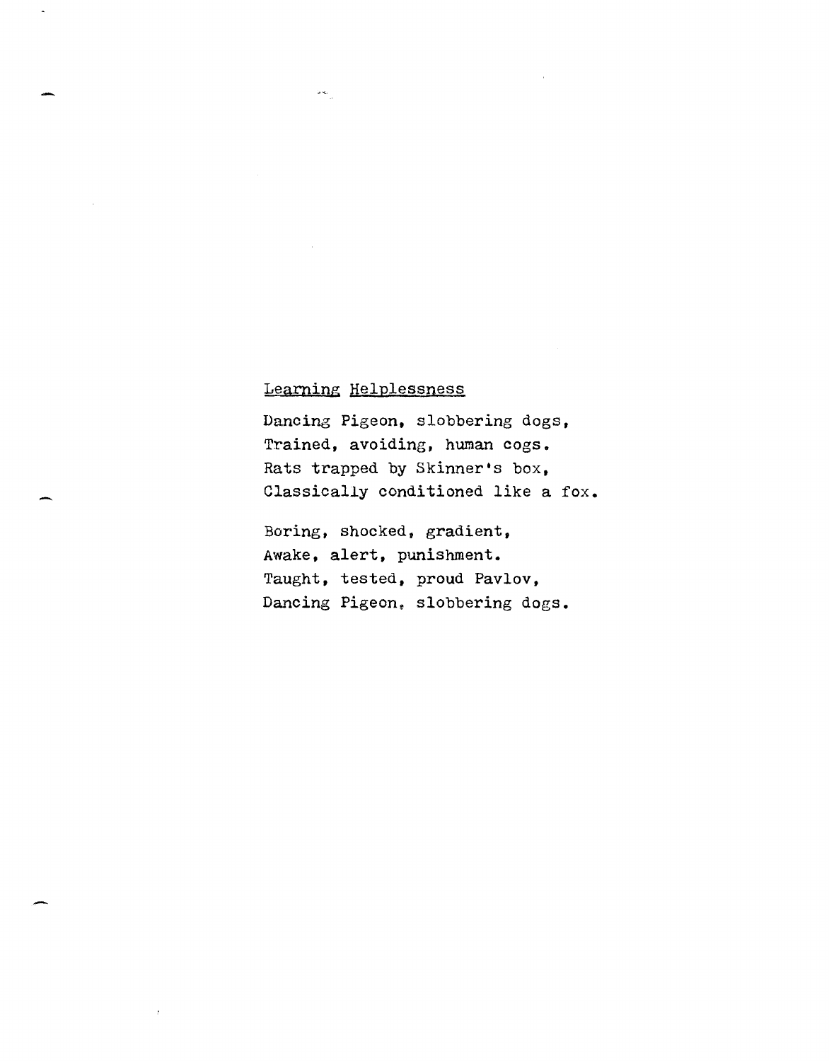## Learning Helplessness

Dancing Pigeon, slobbering dogs,
Trained, avoiding, human cogs.
Rats trapped by Skinner's box,
Classically conditioned like a fox.

Boring, shocked, gradient,
Awake, alert, punishment.
Taught, tested, proud Pavlov,
Dancing Pigeon, slobbering dogs.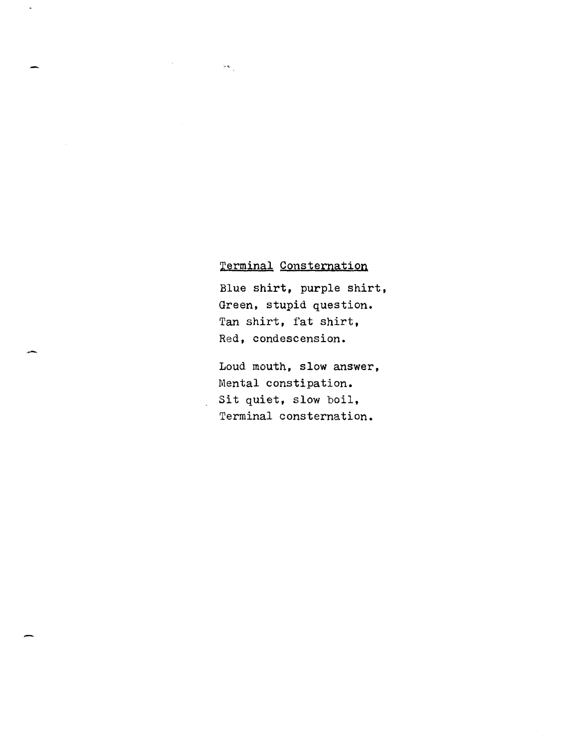## Terminal Consternation

Blue shirt, purple shirt,
Green, stupid question.
Tan shirt, fat shirt,
Red, condescension.

Loud mouth, slow answer,
Mental constipation.
Sit quiet, slow boil,
Terminal consternation.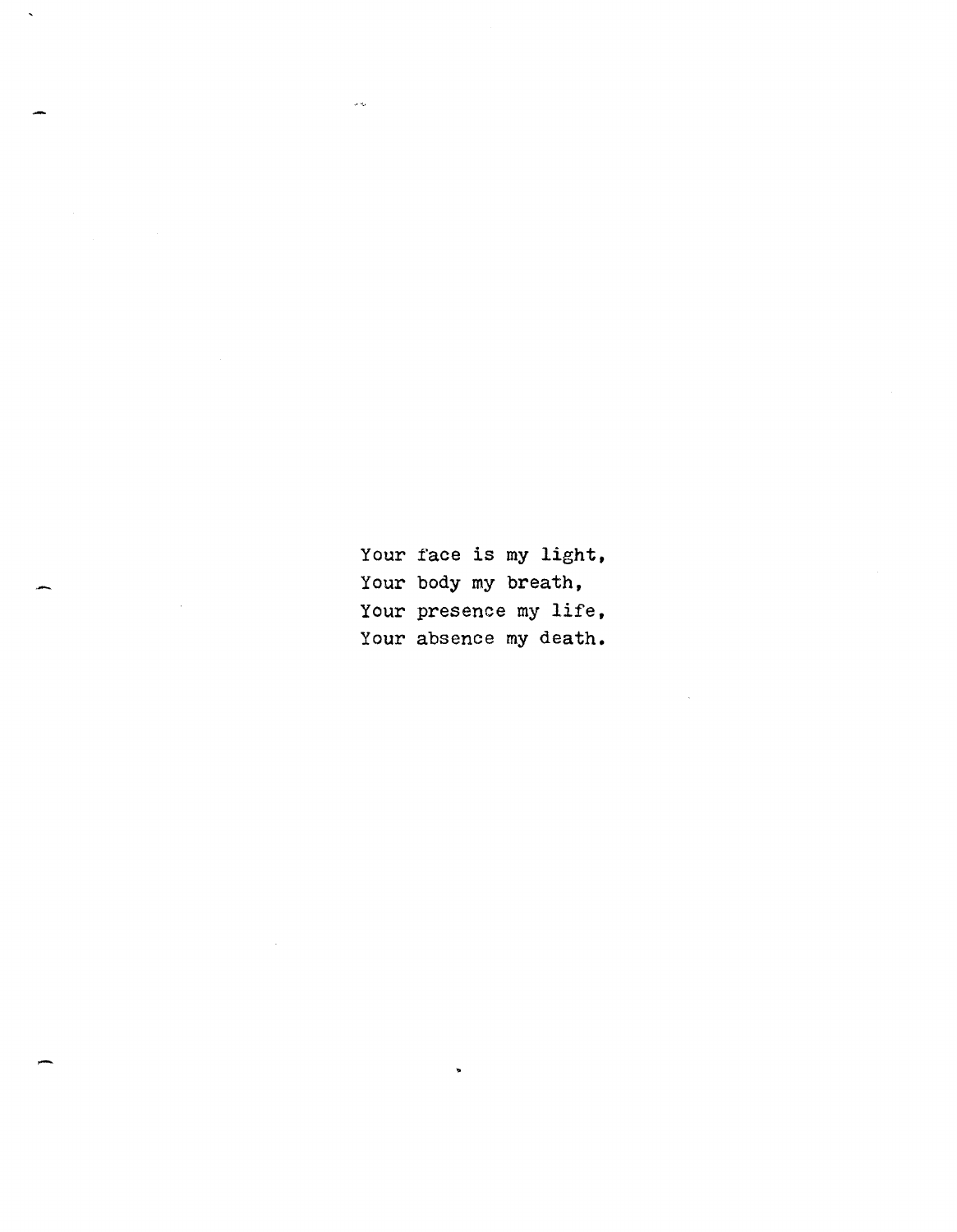Your face is my light,  
Your body my breath,  
Your presence my life,  
Your absence my death.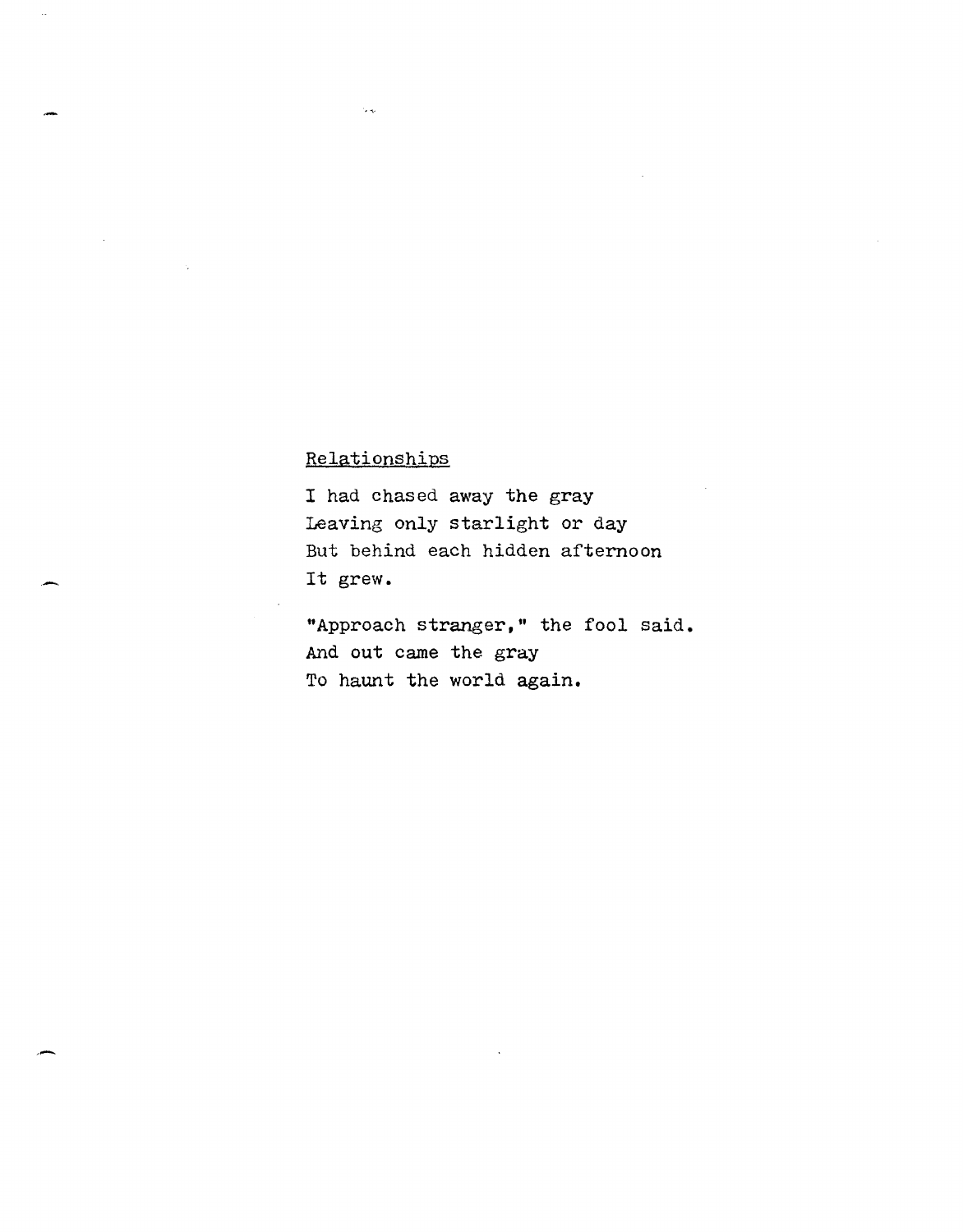<u>Relationships</u>

I had chased away the gray  
Leaving only starlight or day  
But behind each hidden afternoon  
It grew.

"Approach stranger," the fool said.  
And out came the gray  
To haunt the world again.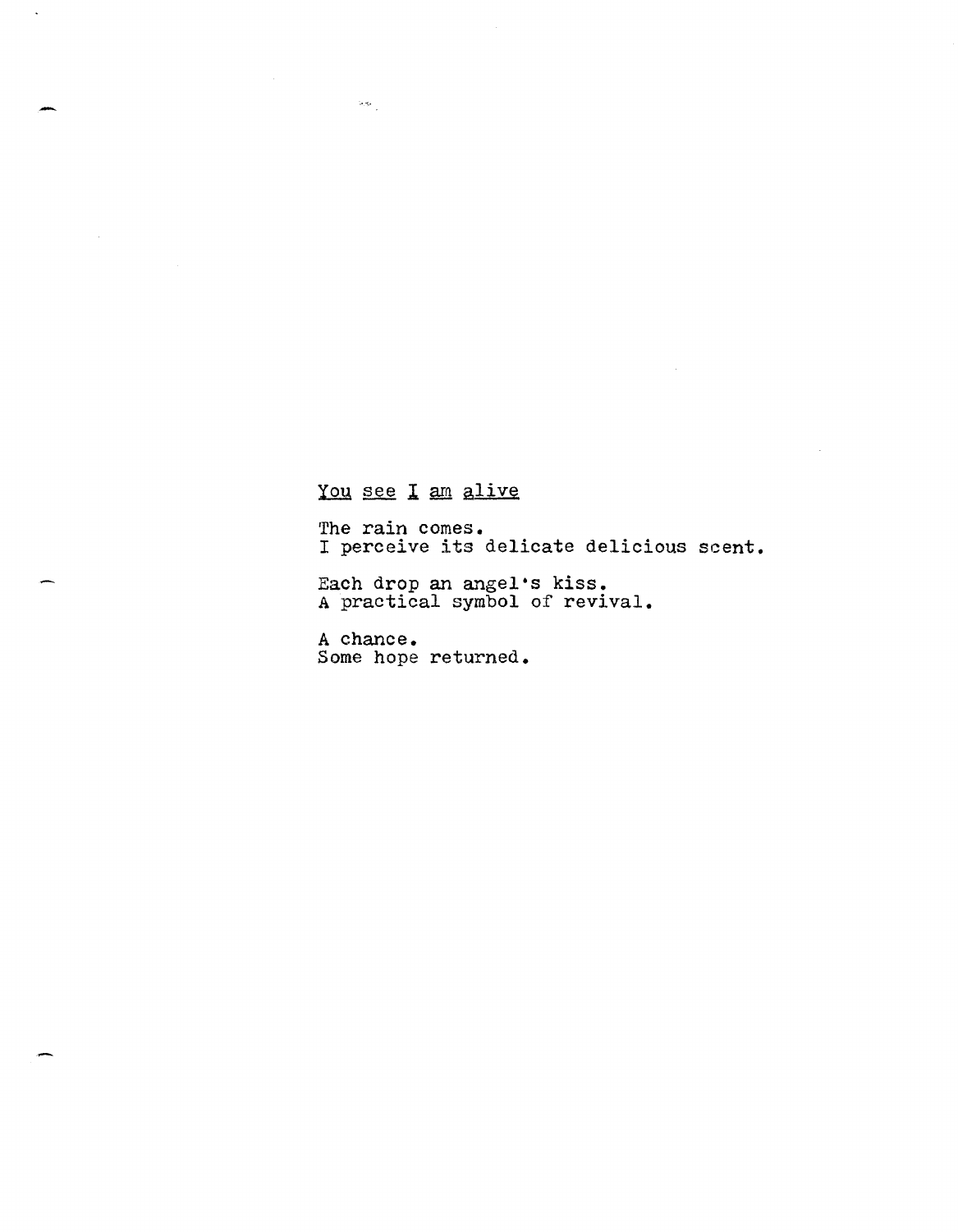## You see I am alive

The rain comes.
I perceive its delicate delicious scent.

Each drop an angel's kiss.
A practical symbol of revival.

A chance.
Some hope returned.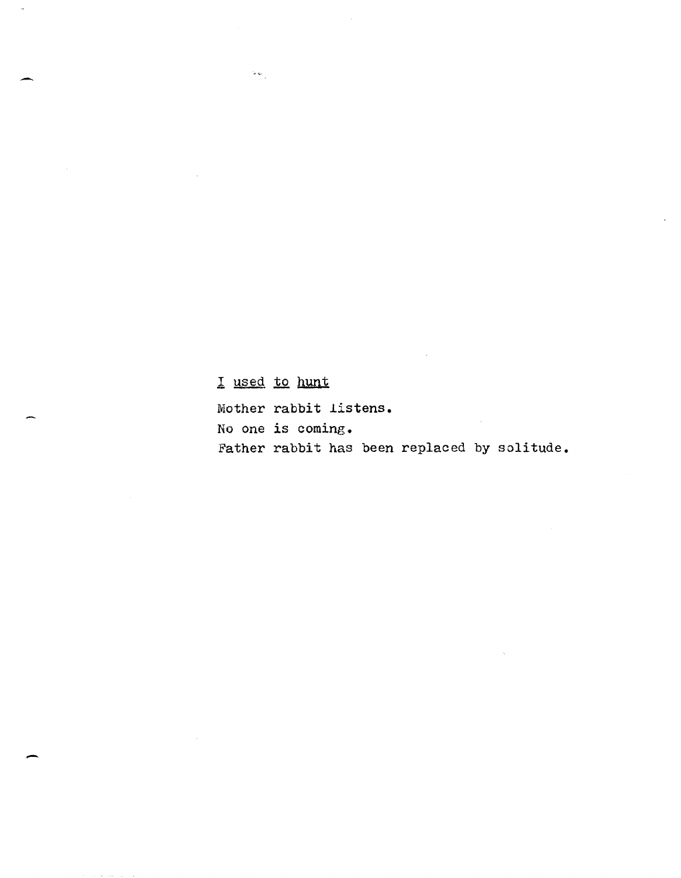<u>I used to hunt</u>

Mother rabbit listens.
No one is coming.
Father rabbit has been replaced by solitude.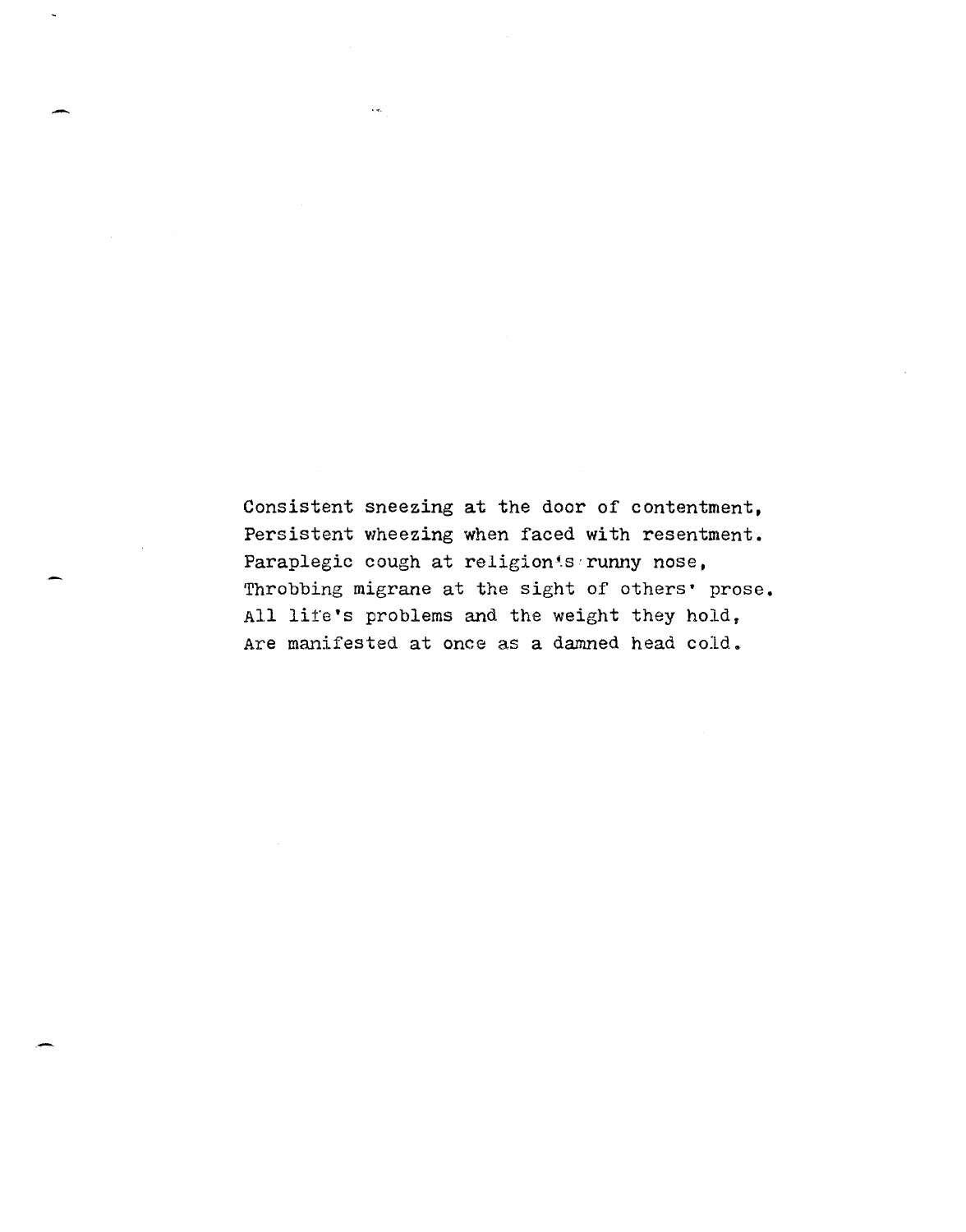Consistent sneezing at the door of contentment,  
Persistent wheezing when faced with resentment.  
Paraplegic cough at religion's runny nose,  
Throbbing migrane at the sight of others' prose.  
All life's problems and the weight they hold,  
Are manifested at once as a damned head cold.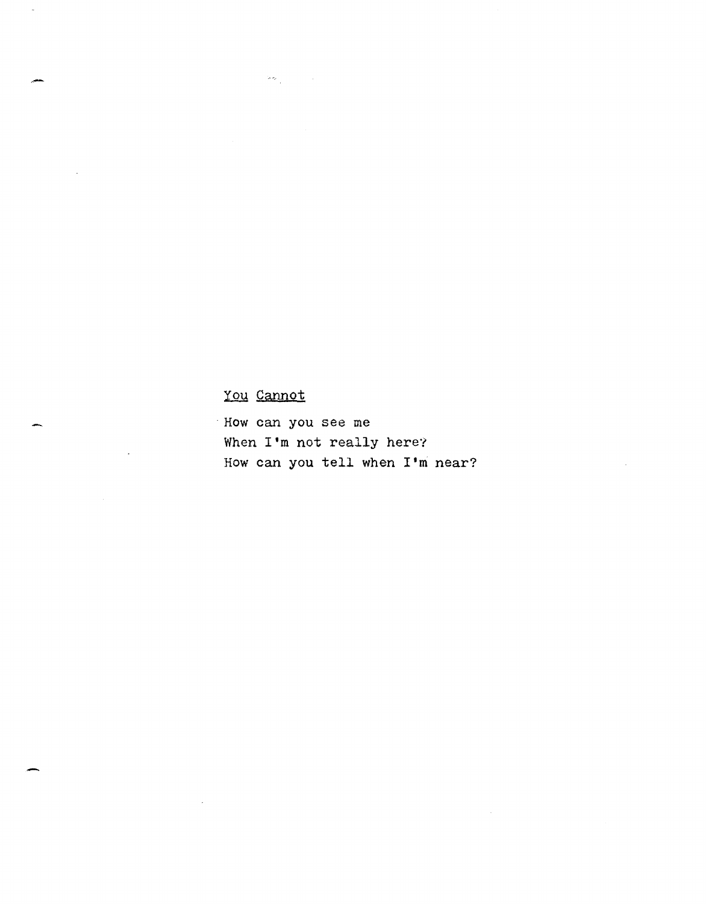## You Cannot

How can you see me  
When I'm not really here?  
How can you tell when I'm near?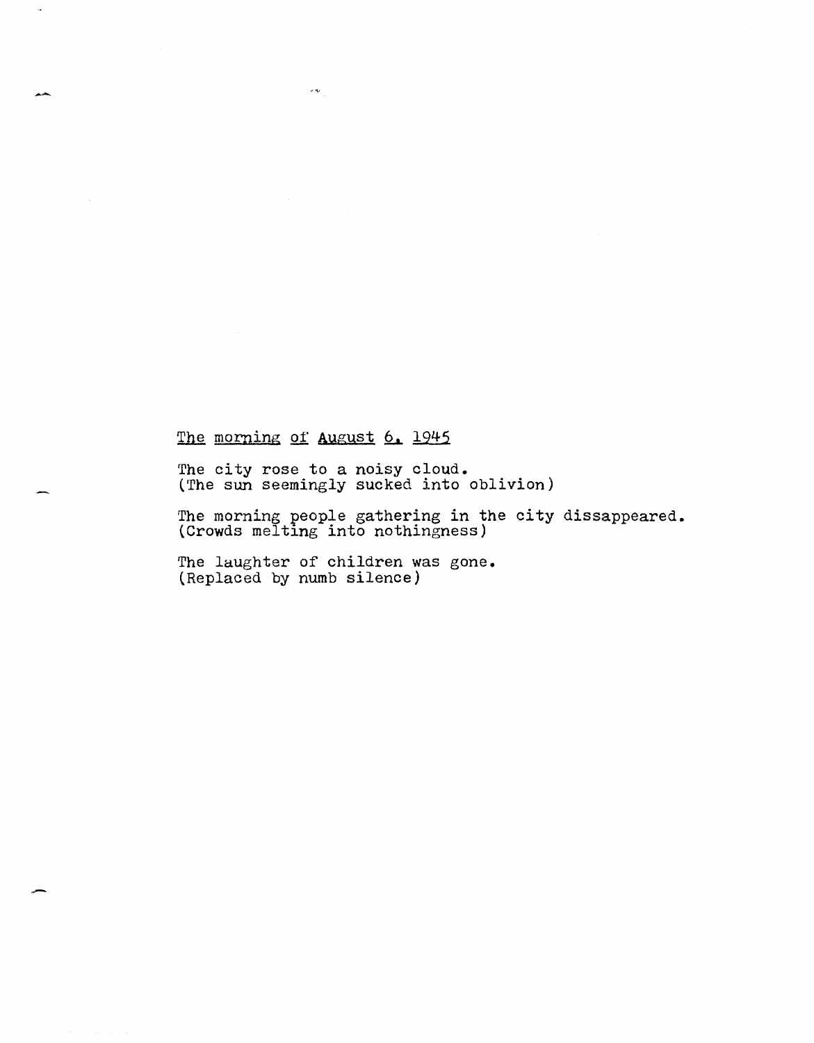<u>The morning of August 6, 1945</u>

The city rose to a noisy cloud.
(The sun seemingly sucked into oblivion)

The morning people gathering in the city dissappeared.
(Crowds melting into nothingness)

The laughter of children was gone.
(Replaced by numb silence)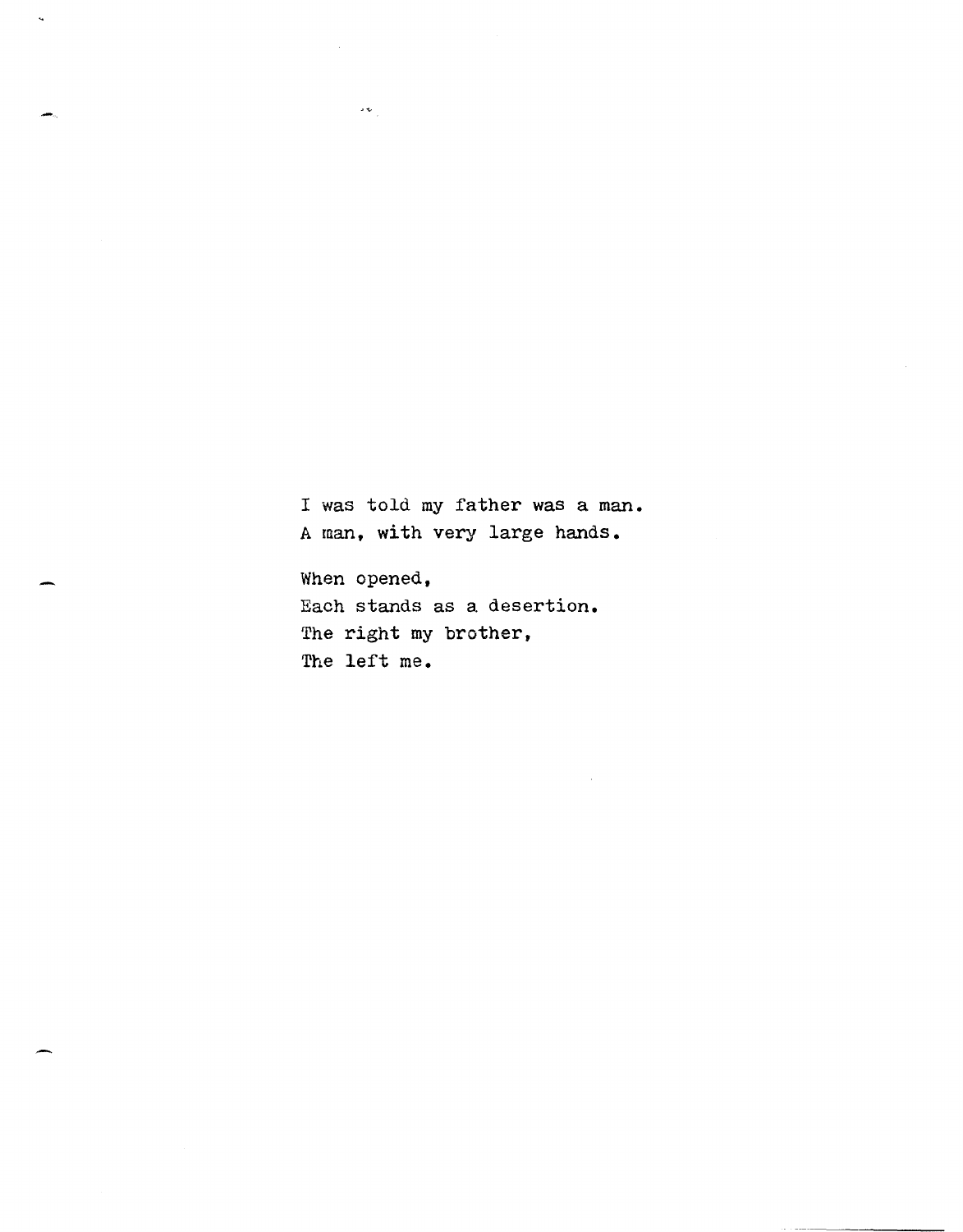I was told my father was a man.
A man, with very large hands.

When opened,
Each stands as a desertion.
The right my brother,
The left me.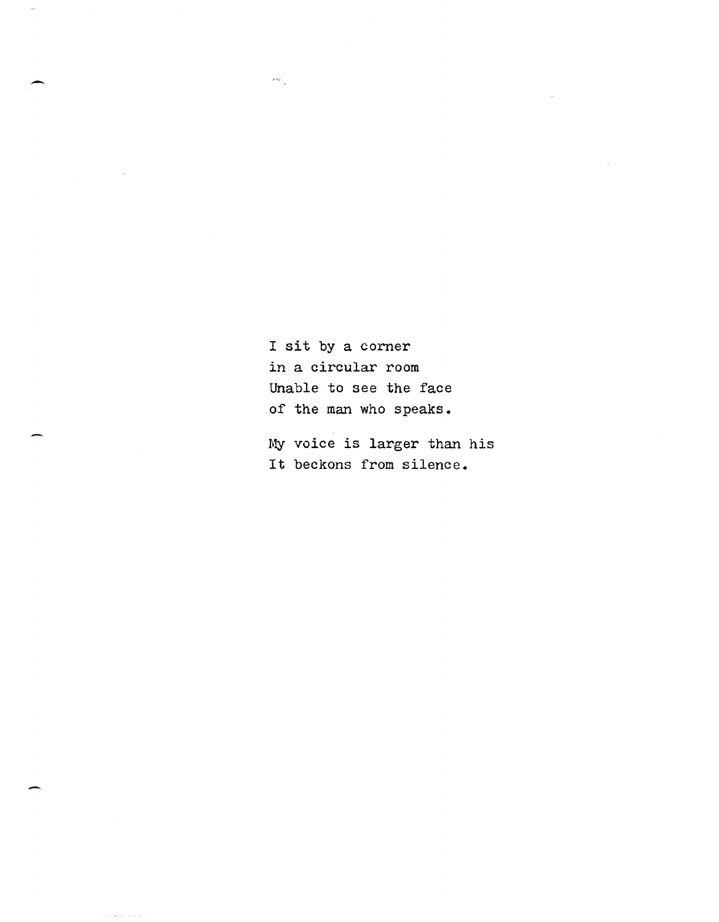I sit by a corner  
in a circular room  
Unable to see the face  
of the man who speaks.

My voice is larger than his  
It beckons from silence.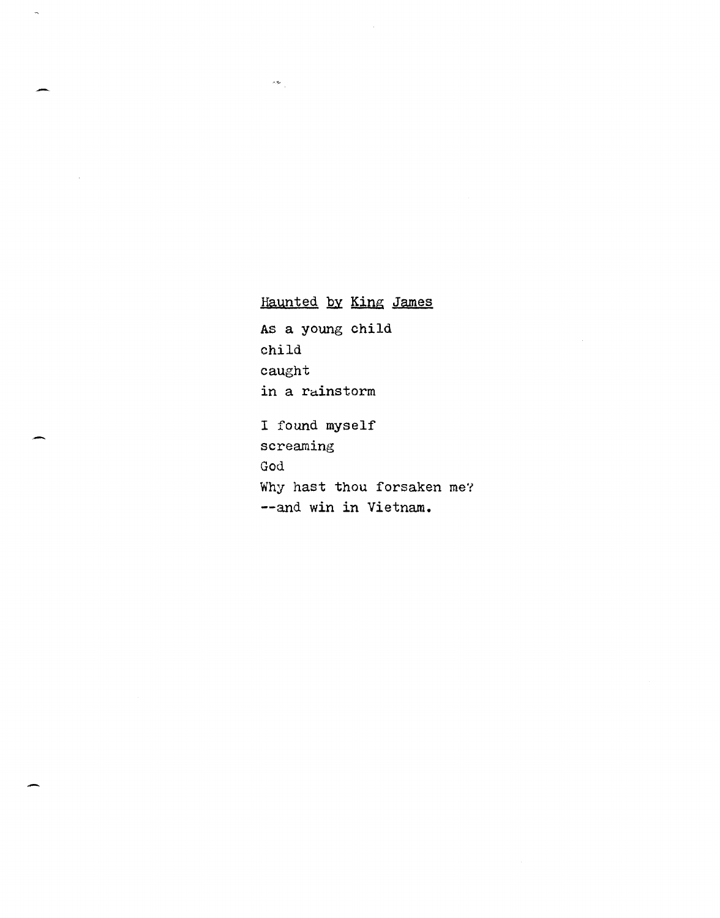## Haunted by King James

As a young child  
child  
caught  
in a rainstorm

I found myself  
screaming  
God  
Why hast thou forsaken me?  
--and win in Vietnam.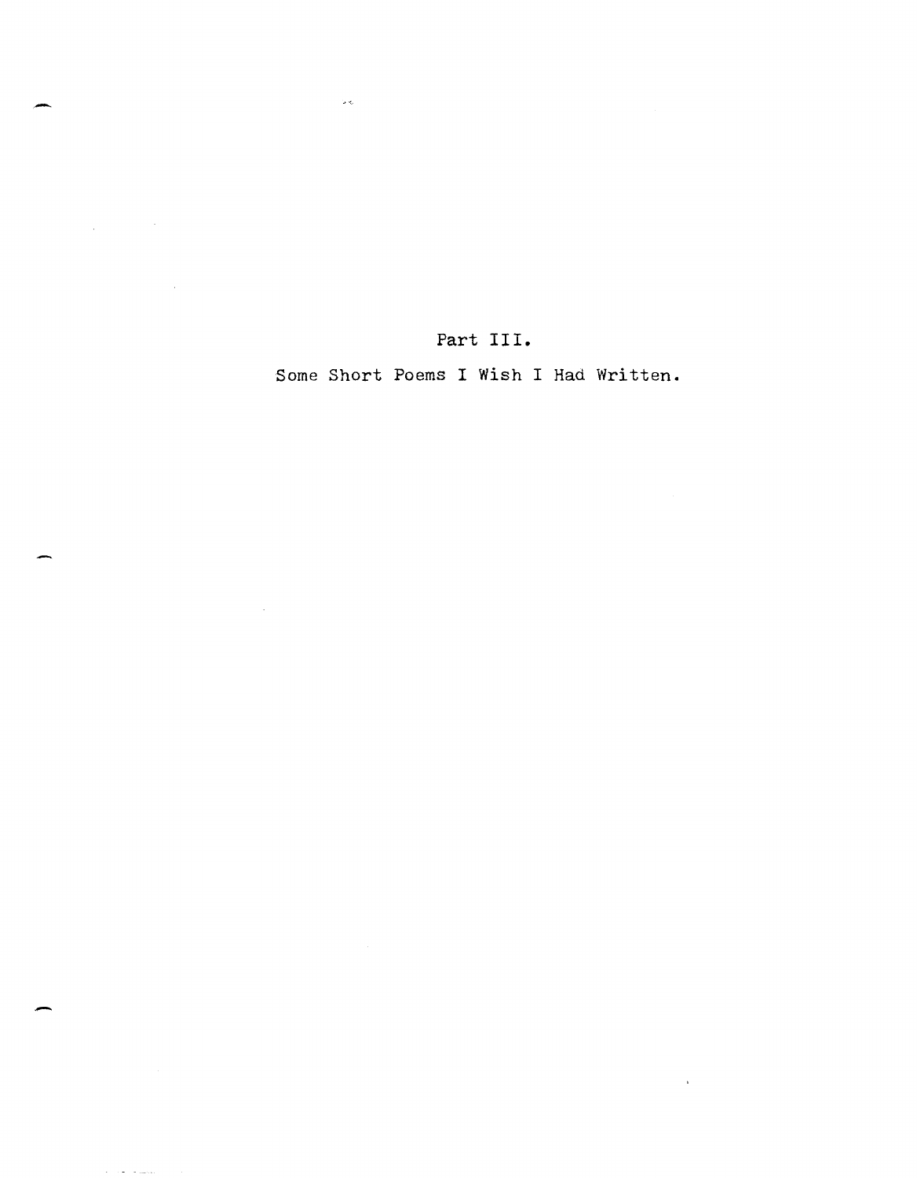# Part III.

## Some Short Poems I Wish I Had Written.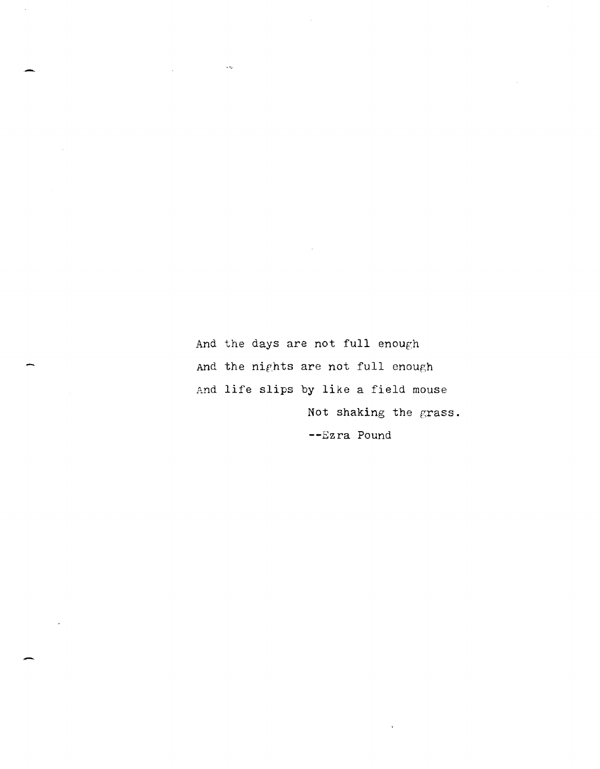And the days are not full enough
And the nights are not full enough
And life slips by like a field mouse
Not shaking the grass.

--Ezra Pound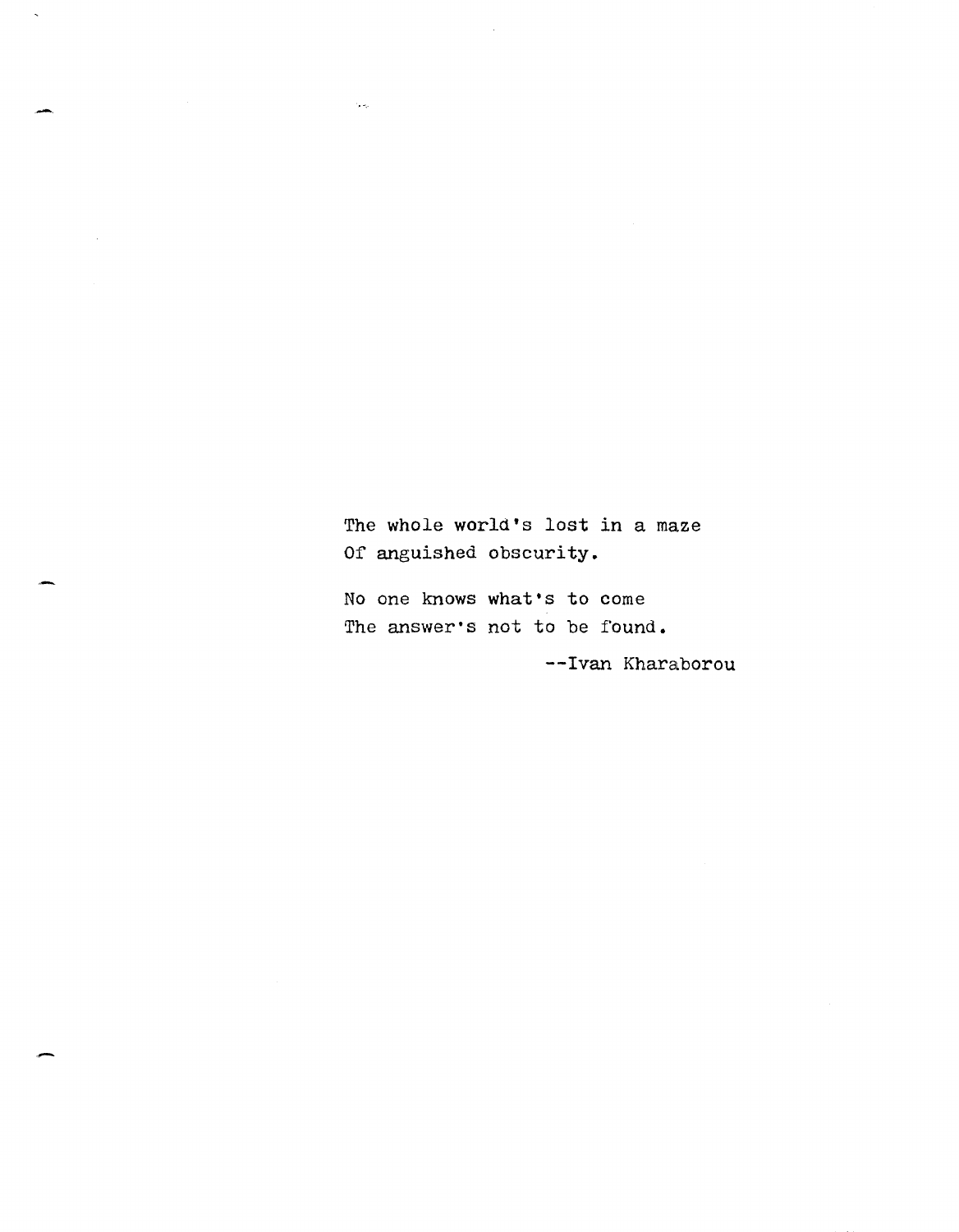The whole world's lost in a maze  
Of anguished obscurity.

No one knows what's to come  
The answer's not to be found.

--Ivan Kharaborou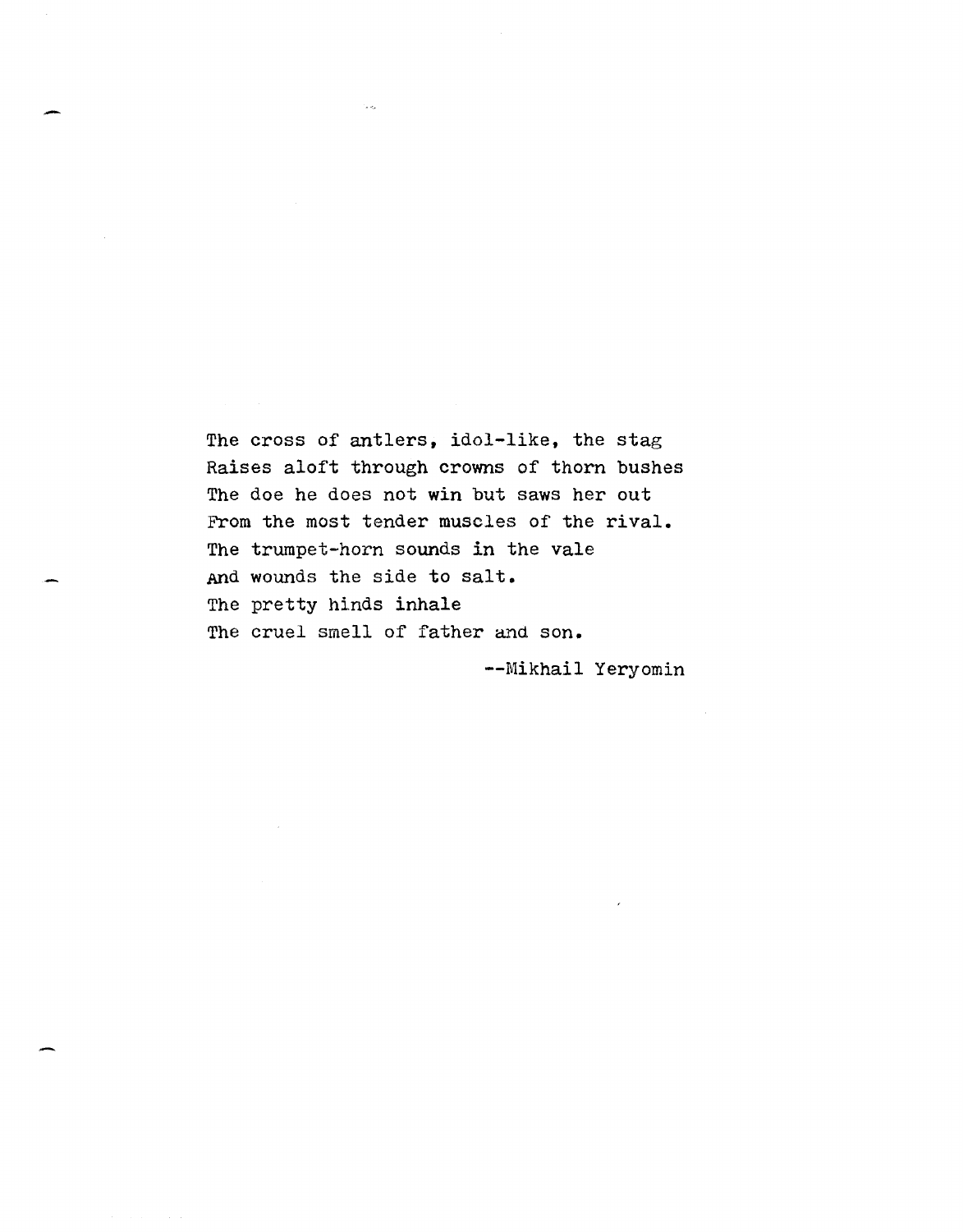The cross of antlers, idol-like, the stag
Raises aloft through crowns of thorn bushes
The doe he does not win but saws her out
From the most tender muscles of the rival.
The trumpet-horn sounds in the vale
And wounds the side to salt.
The pretty hinds inhale
The cruel smell of father and son.

--Mikhail Yeryomin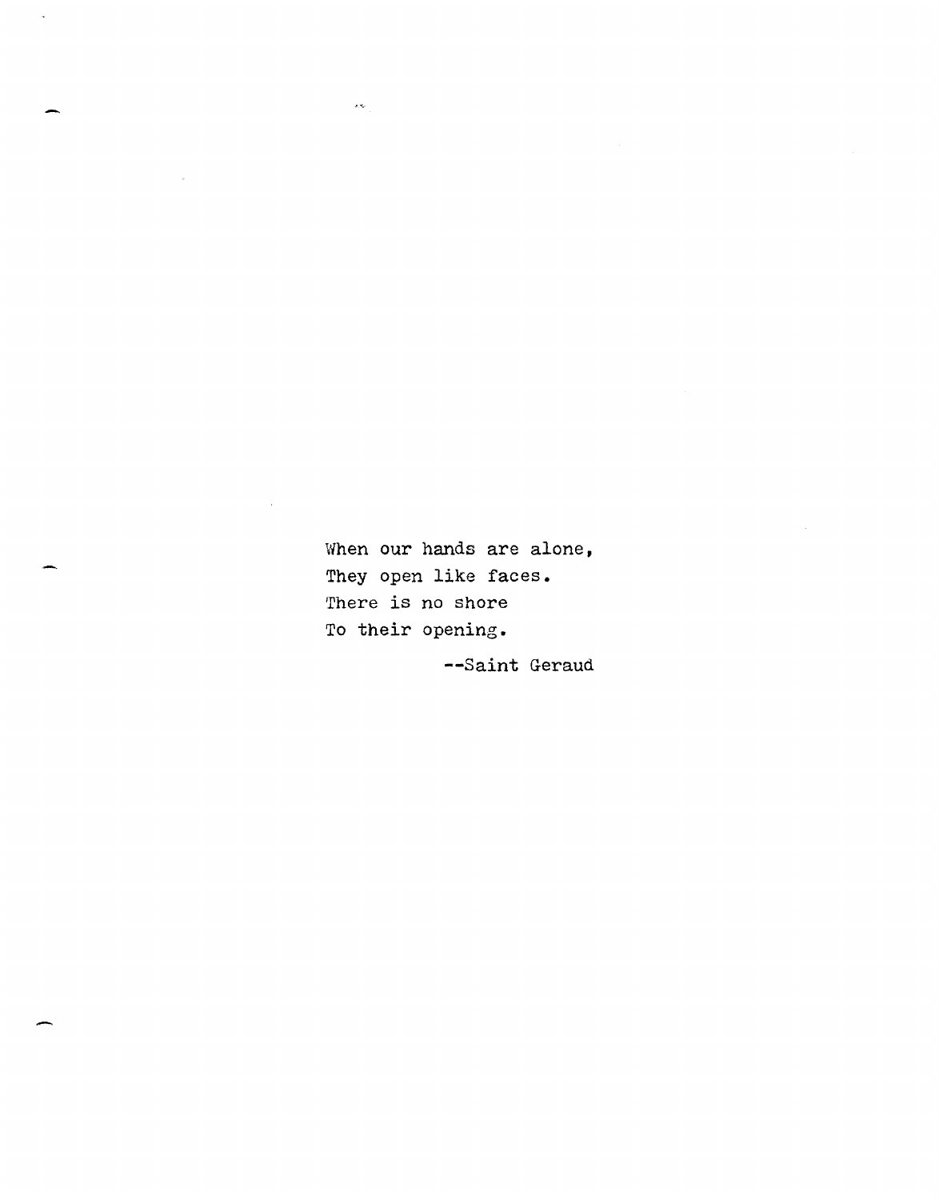When our hands are alone,  
They open like faces.  
There is no shore  
To their opening.

--Saint Geraud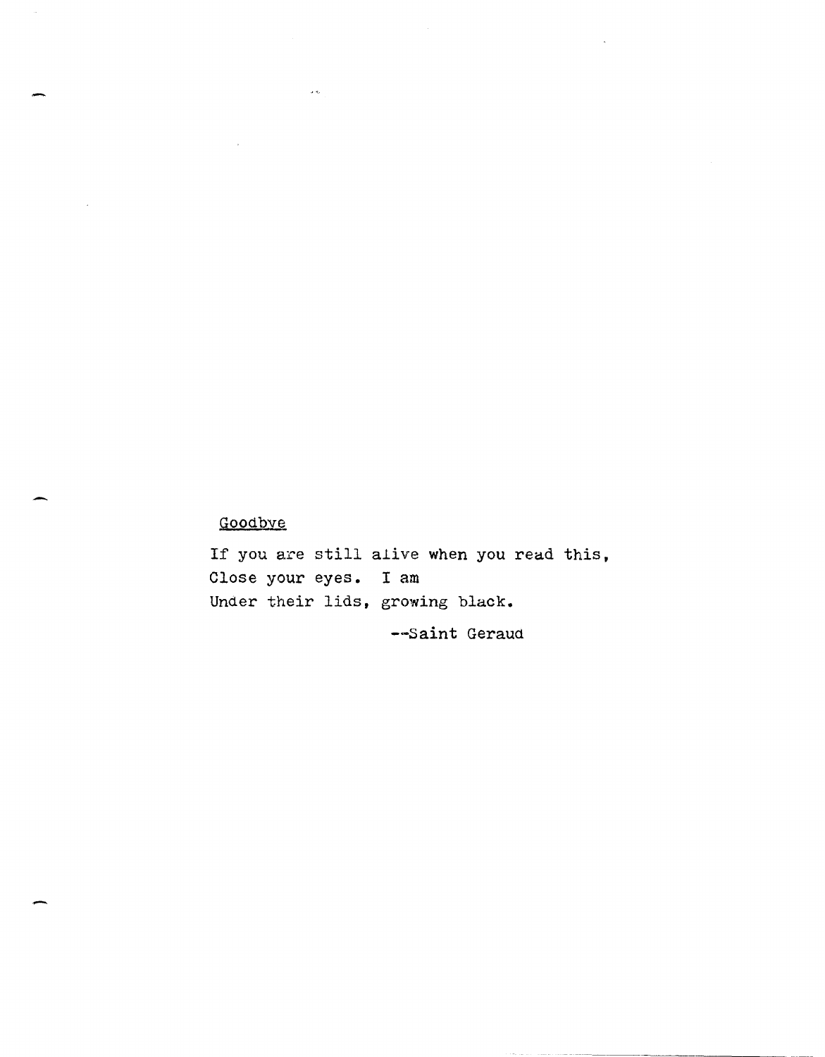Goodbye

If you are still alive when you read this,
Close your eyes. I am
Under their lids, growing black.

--Saint Geraud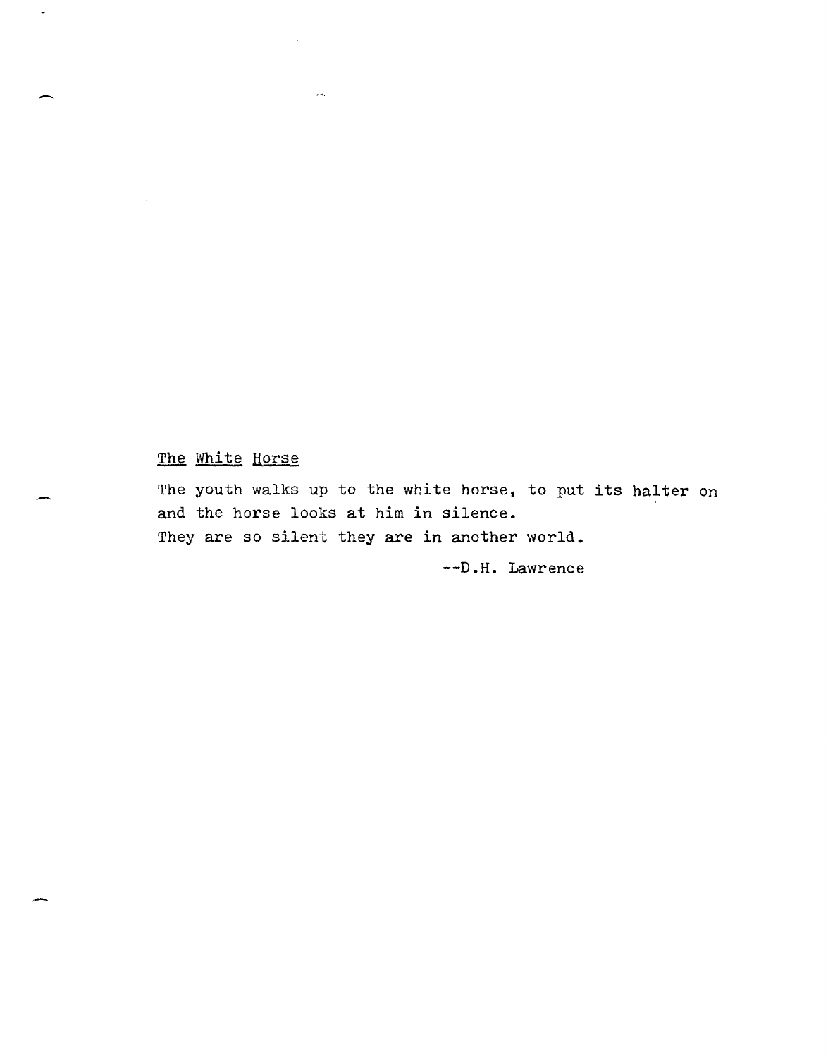## The White Horse

The youth walks up to the white horse, to put its halter on
and the horse looks at him in silence.
They are so silent they are in another world.

--D.H. Lawrence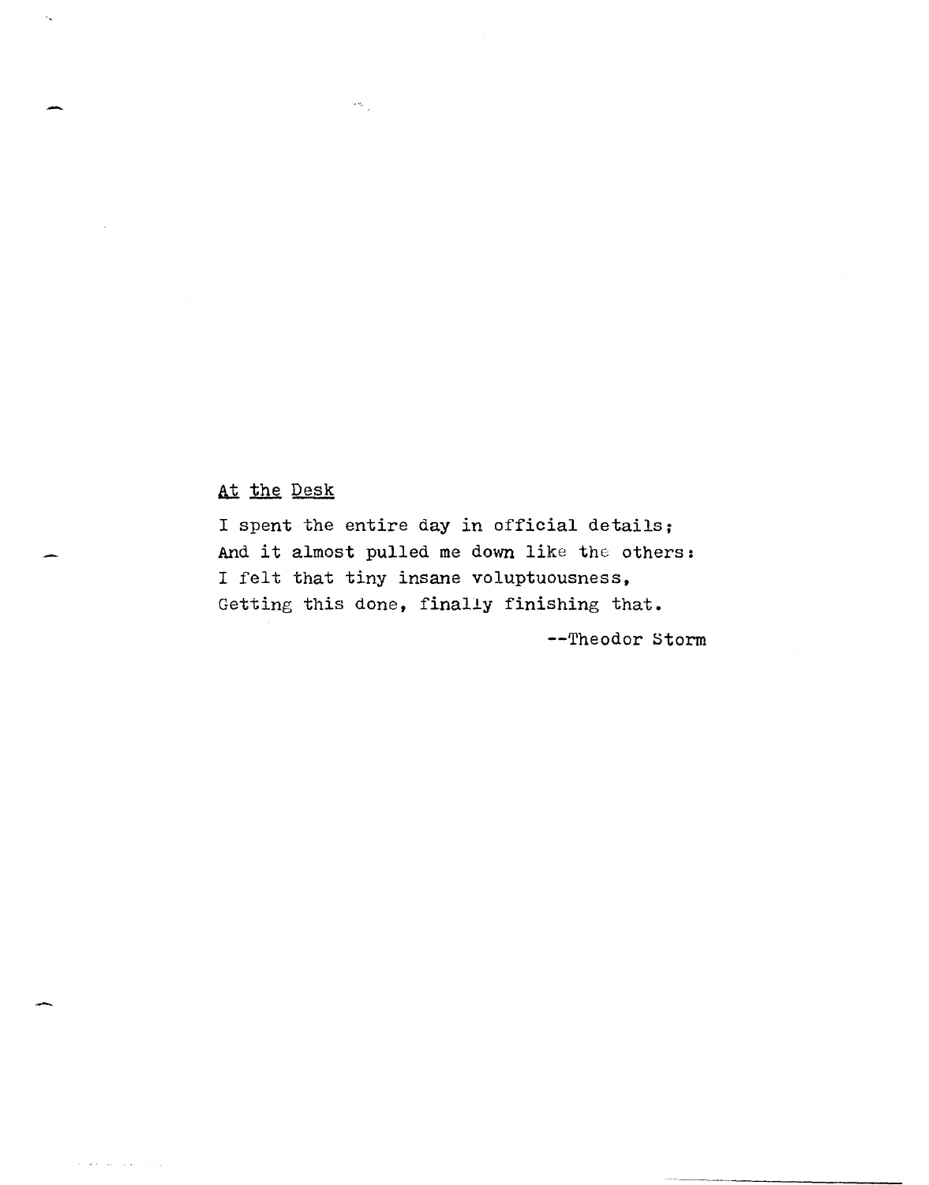## At the Desk

I spent the entire day in official details;
And it almost pulled me down like the others:
I felt that tiny insane voluptuousness,
Getting this done, finally finishing that.

--Theodor Storm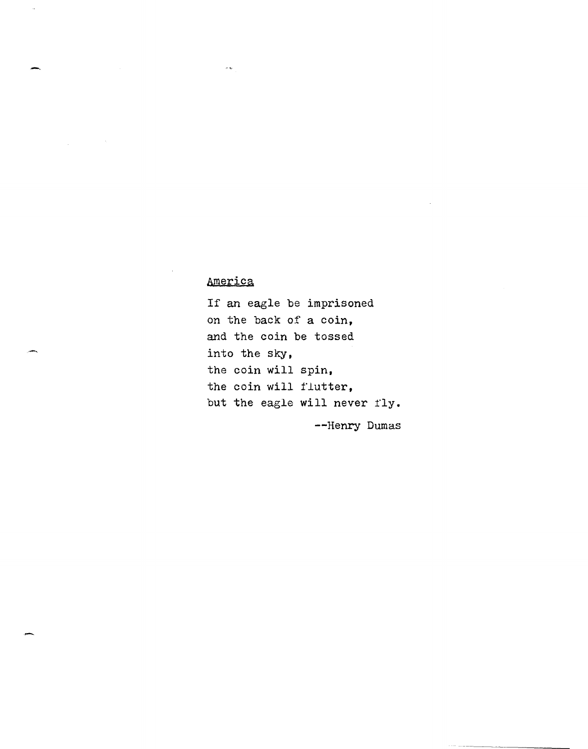America

If an eagle be imprisoned
on the back of a coin,
and the coin be tossed
into the sky,
the coin will spin,
the coin will flutter,
but the eagle will never fly.

--Henry Dumas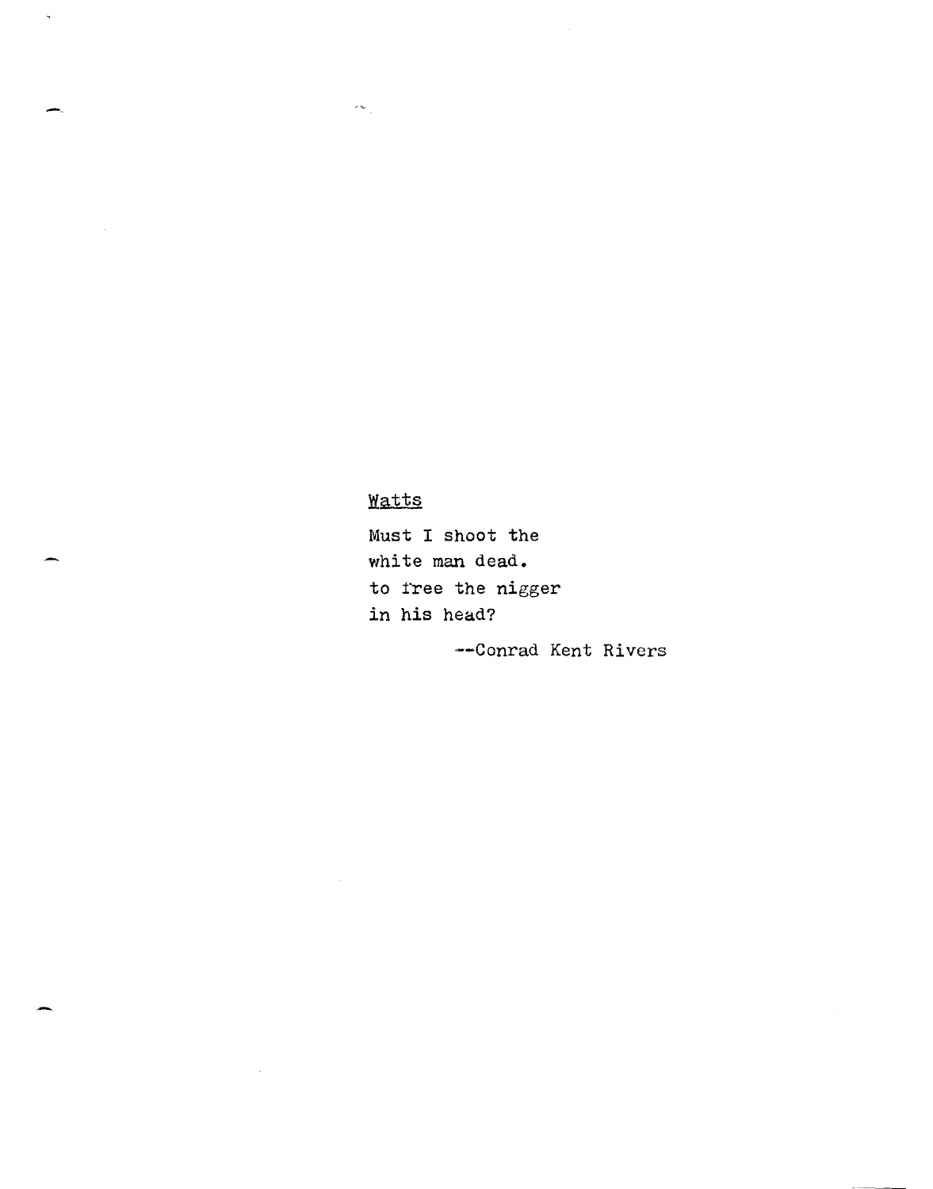Watts

Must I shoot the
white man dead.
to free the nigger
in his head?

--Conrad Kent Rivers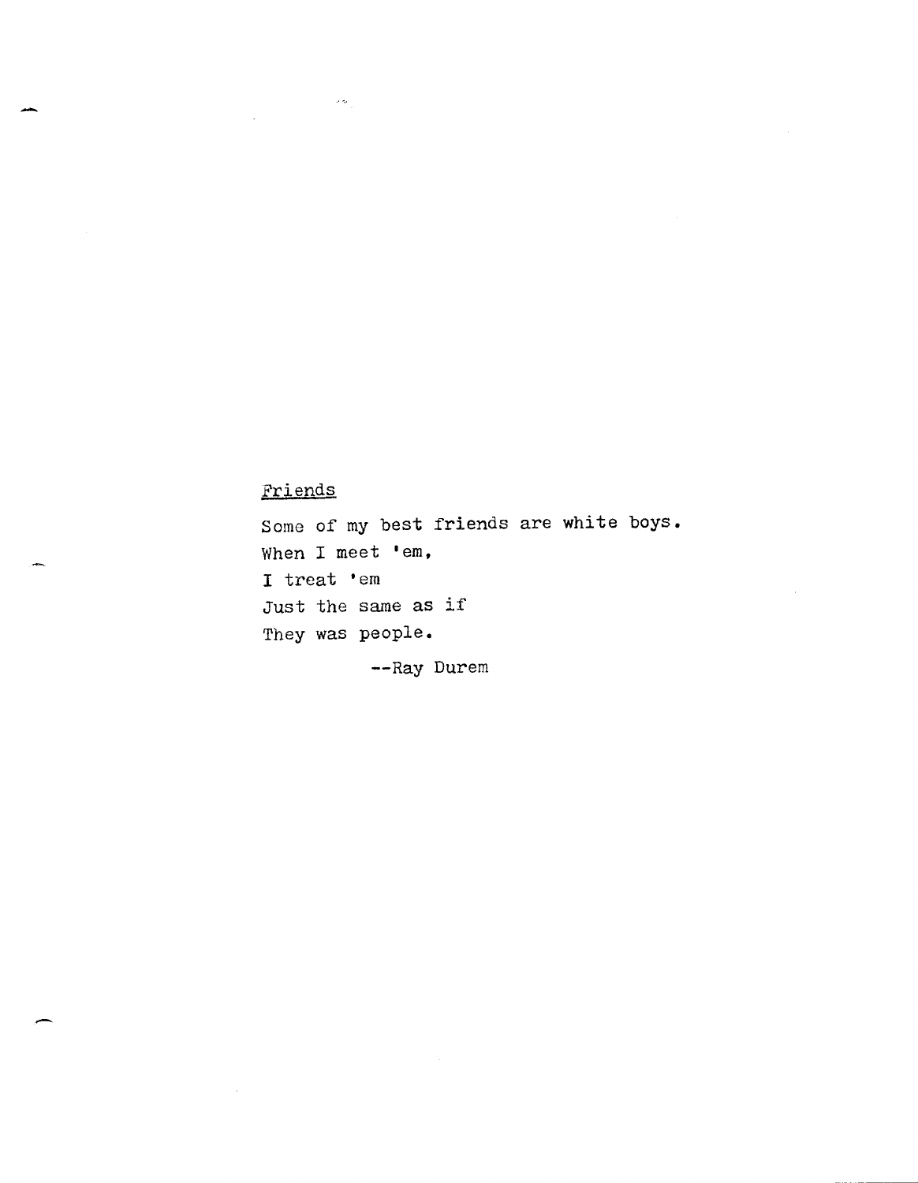## Friends

Some of my best friends are white boys.  
When I meet 'em,  
I treat 'em  
Just the same as if  
They was people.

--Ray Durem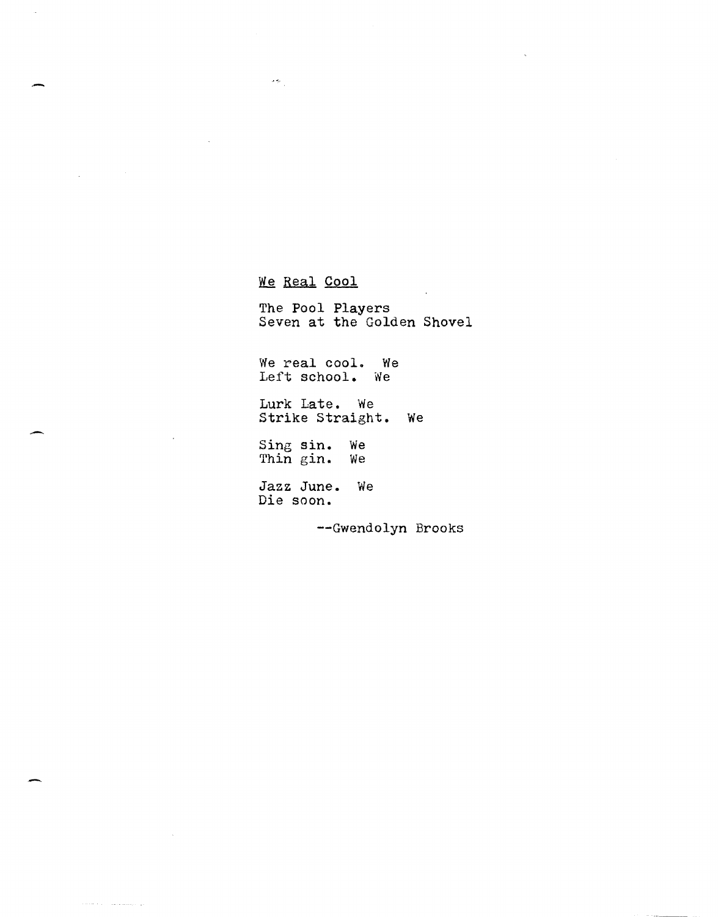## <u>We Real Cool</u>

The Pool Players  
Seven at the Golden Shovel

We real cool. We  
Left school. We

Lurk Late. We  
Strike Straight. We

Sing sin. We  
Thin gin. We

Jazz June. We  
Die soon.

--Gwendolyn Brooks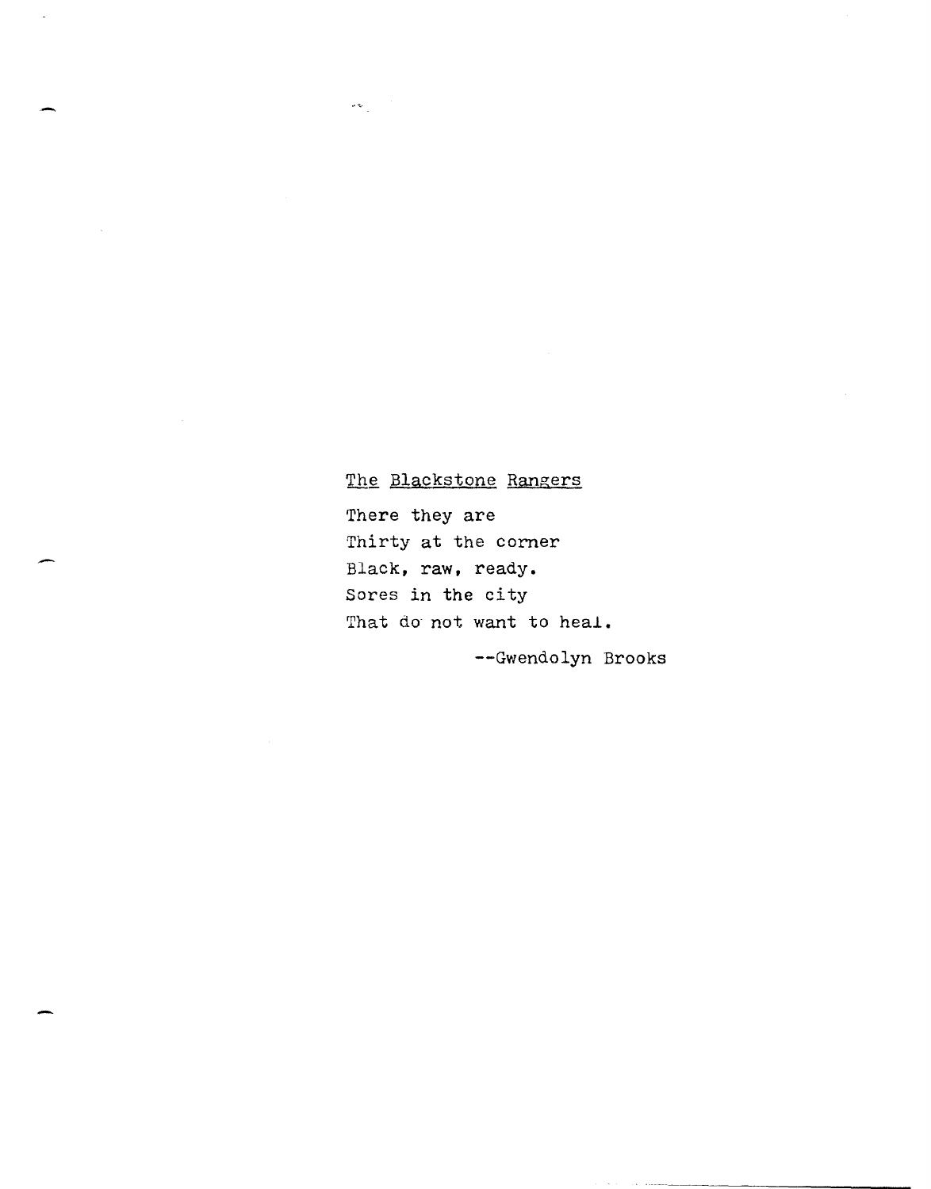<u>The Blackstone Rangers</u>

There they are  
Thirty at the corner  
Black, raw, ready.  
Sores in the city  
That do not want to heal.

--Gwendolyn Brooks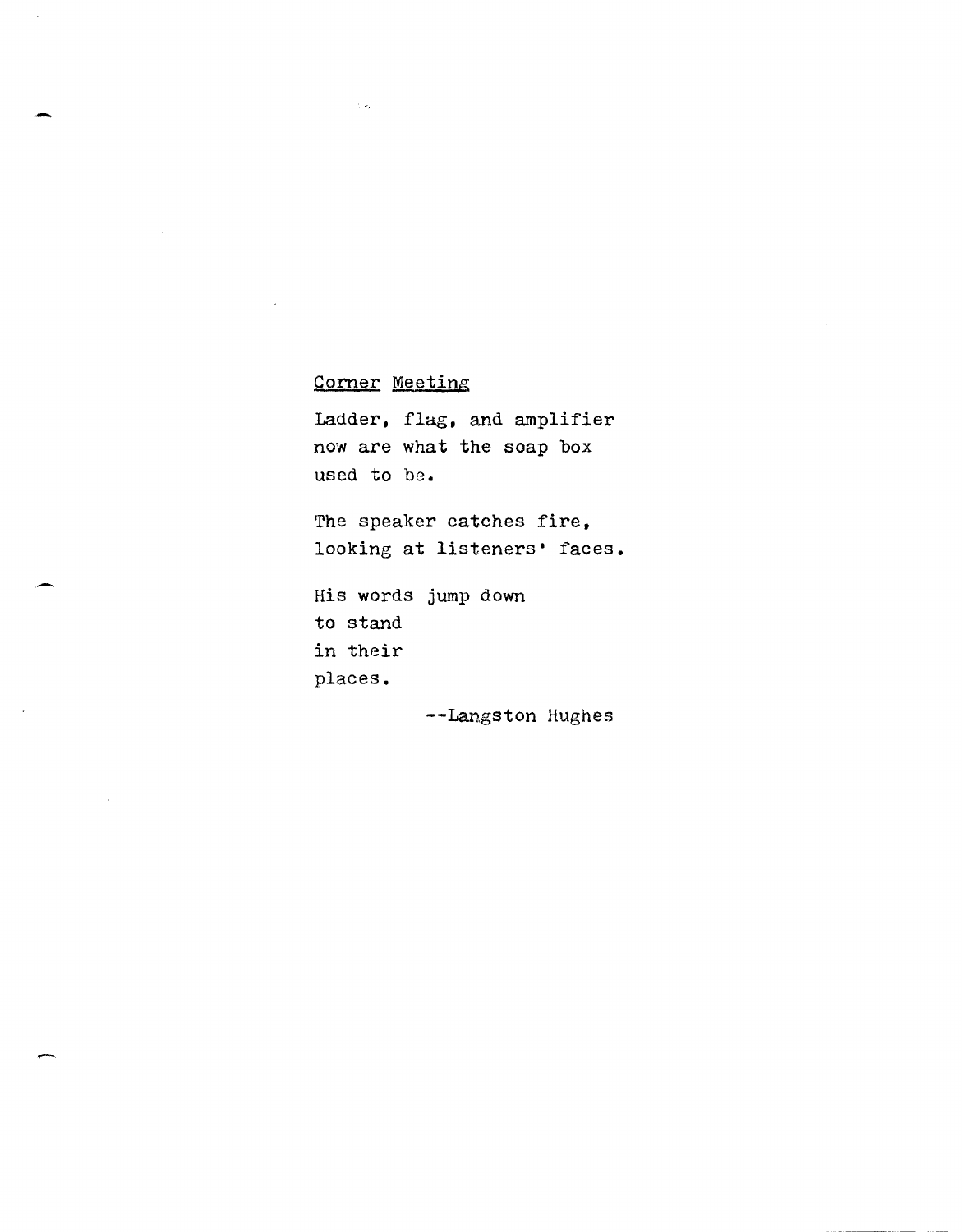## Corner Meeting

Ladder, flag, and amplifier  
now are what the soap box  
used to be.

The speaker catches fire,  
looking at listeners' faces.

His words jump down  
to stand  
in their  
places.

--Langston Hughes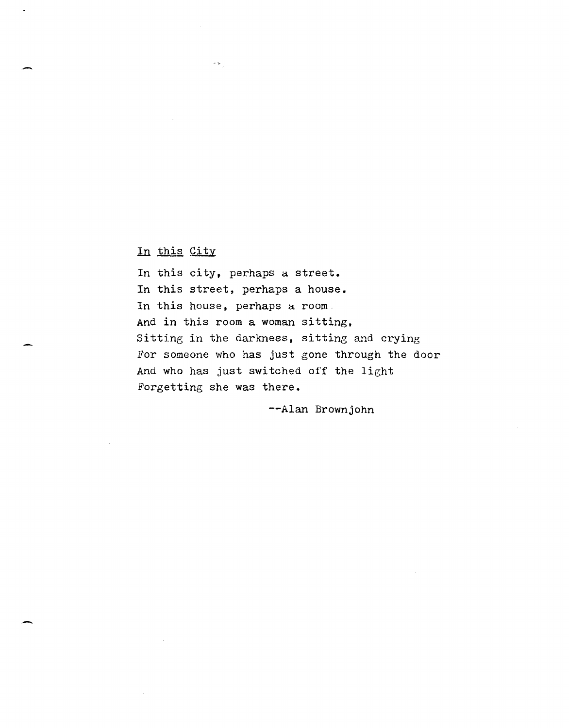## In this City

In this city, perhaps a street.  
In this street, perhaps a house.  
In this house, perhaps a room  
And in this room a woman sitting,  
Sitting in the darkness, sitting and crying  
For someone who has just gone through the door  
And who has just switched off the light  
Forgetting she was there.

--Alan Brownjohn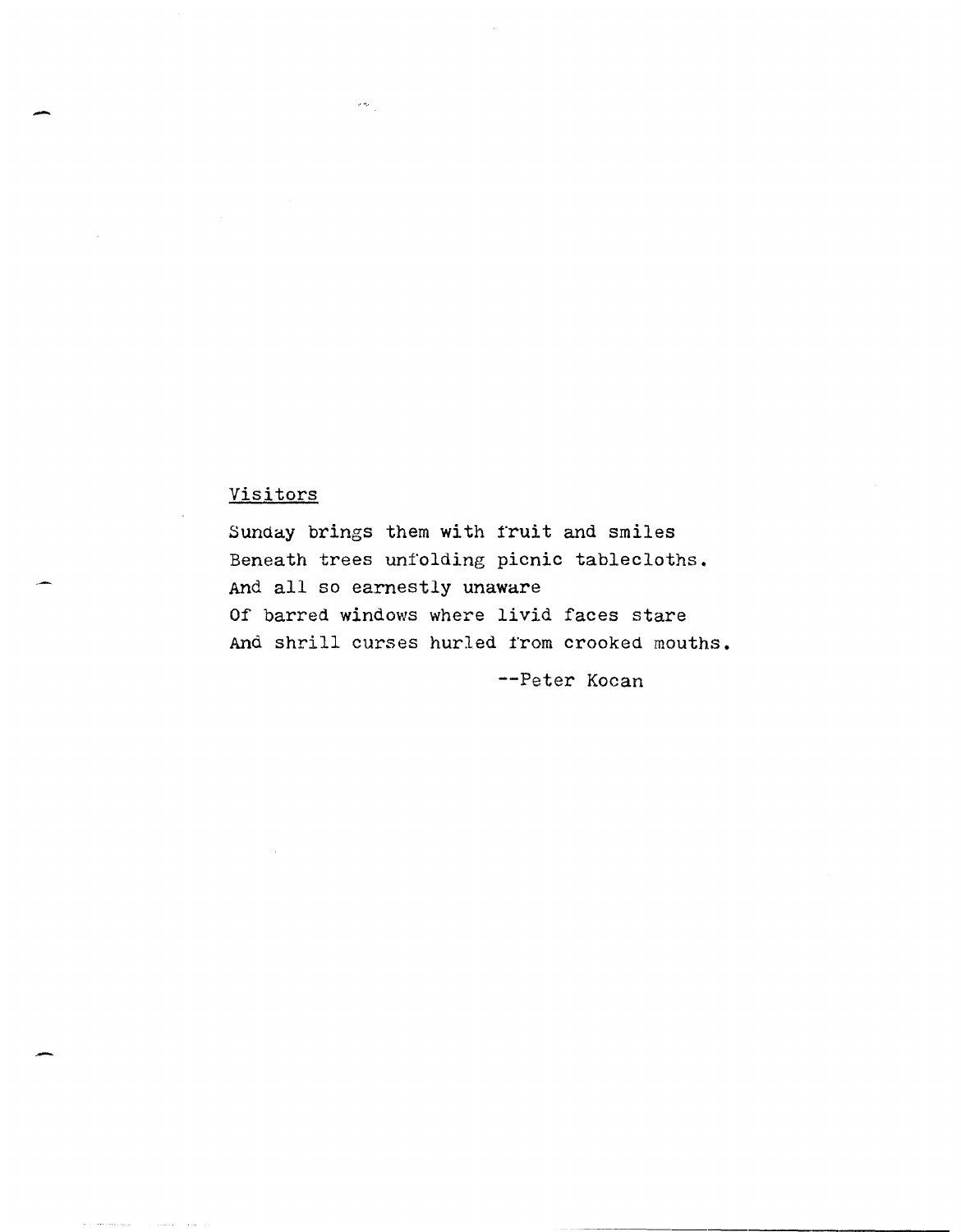Visitors

Sunday brings them with fruit and smiles  
Beneath trees unfolding picnic tablecloths.  
And all so earnestly unaware  
Of barred windows where livid faces stare  
And shrill curses hurled from crooked mouths.

--Peter Kocan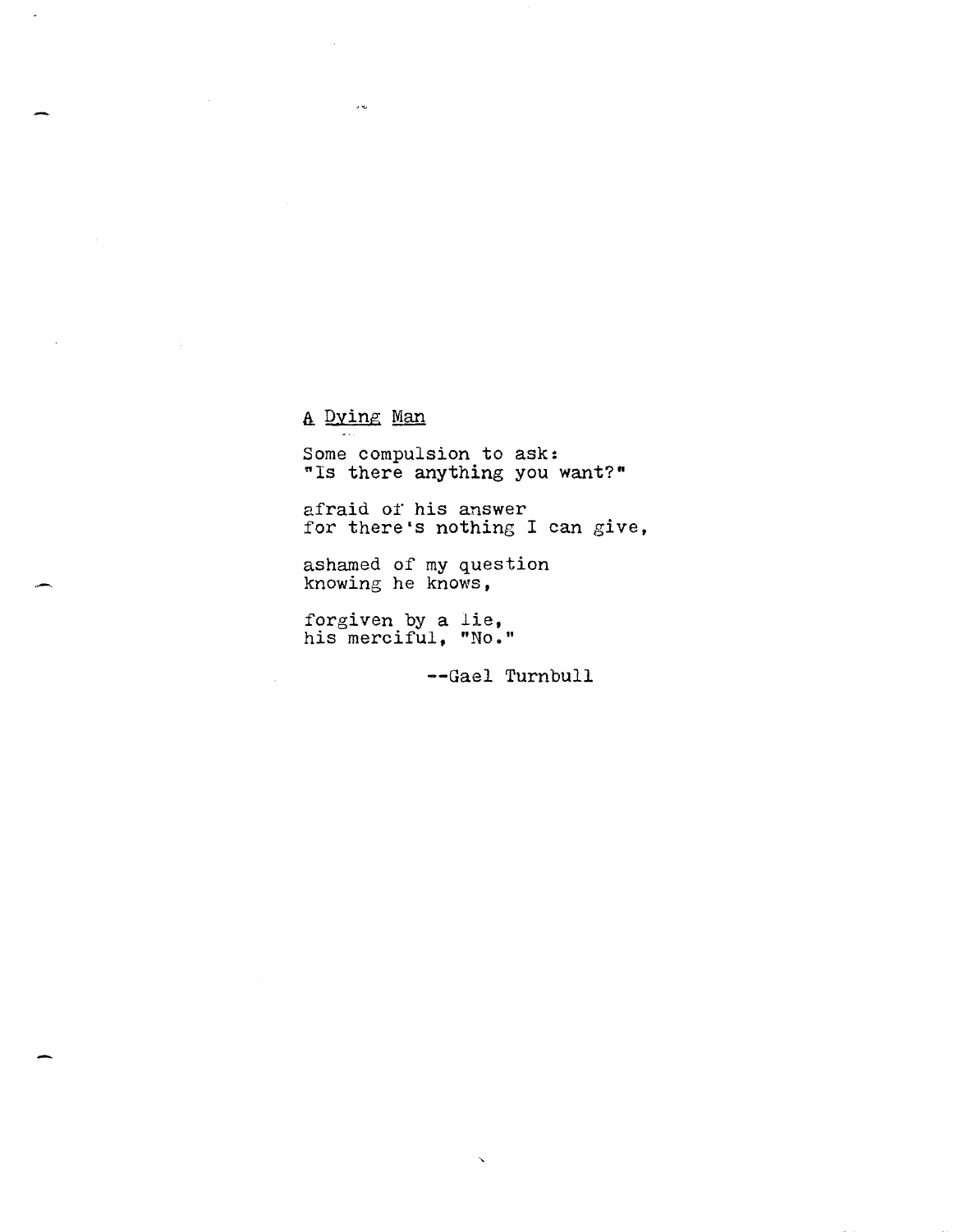## A Dying Man

Some compulsion to ask:
"Is there anything you want?"

afraid of his answer
for there's nothing I can give,

ashamed of my question
knowing he knows,

forgiven by a lie,
his merciful, "No."

--Gael Turnbull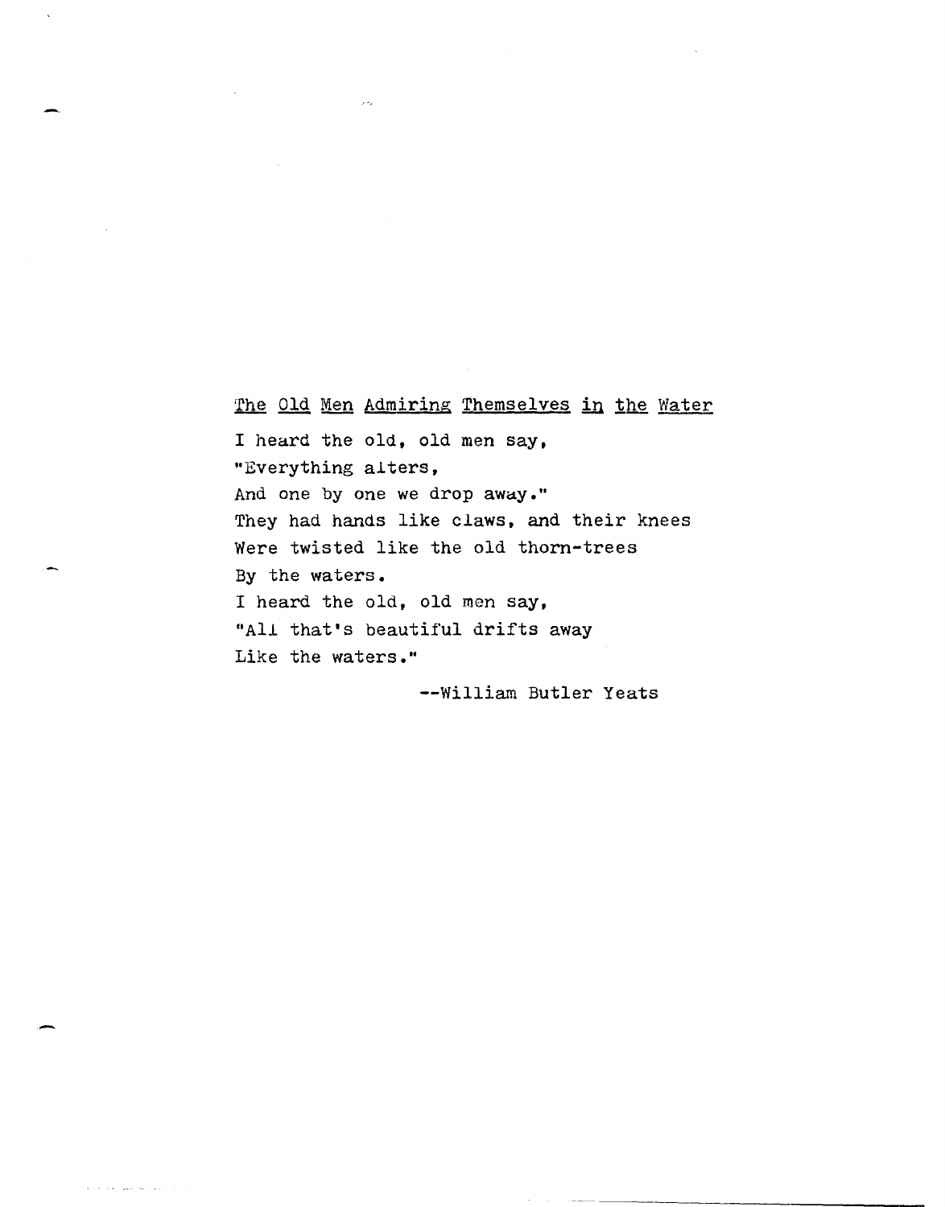## The Old Men Admiring Themselves in the Water

I heard the old, old men say,  
"Everything alters,  
And one by one we drop away."  
They had hands like claws, and their knees  
Were twisted like the old thorn-trees  
By the waters.  
I heard the old, old men say,  
"All that's beautiful drifts away  
Like the waters."

--William Butler Yeats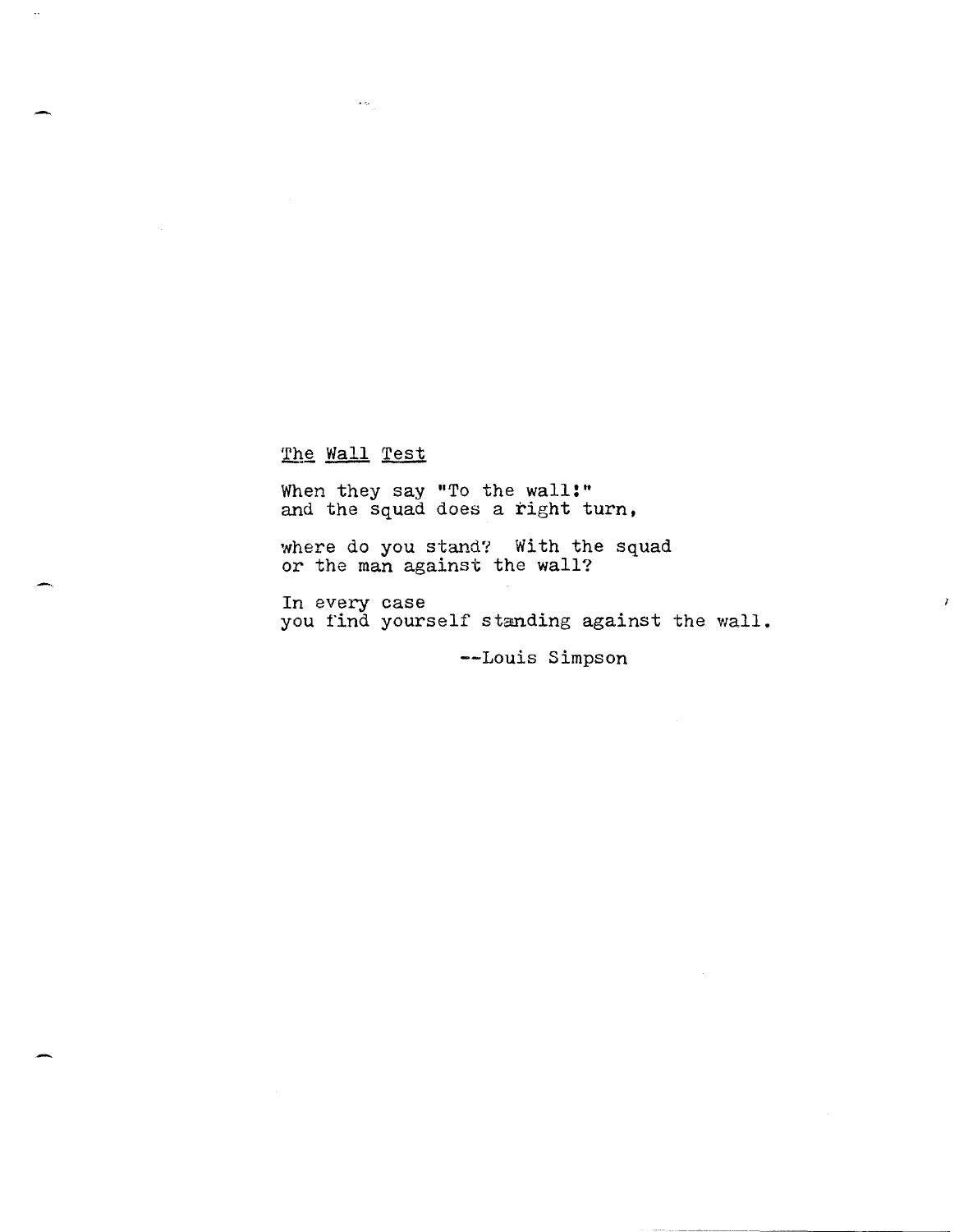The Wall Test

When they say "To the wall!"
and the squad does a right turn,

where do you stand? With the squad
or the man against the wall?

In every case
you find yourself standing against the wall.

--Louis Simpson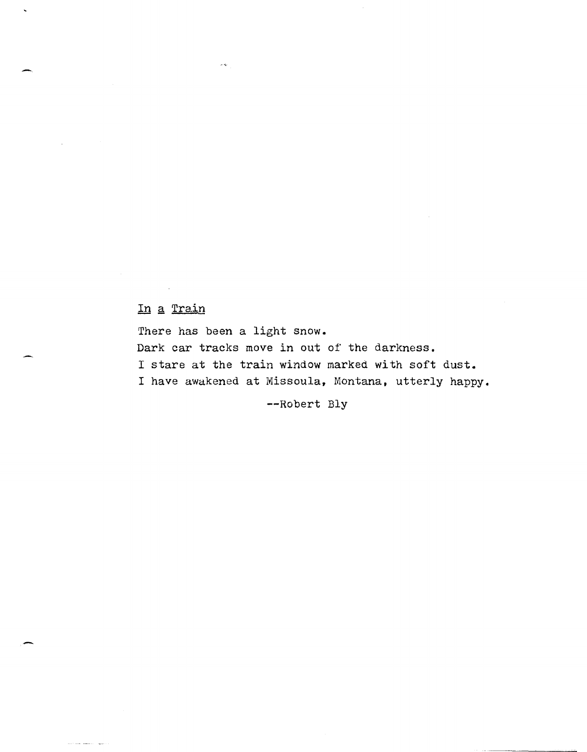## In a Train

There has been a light snow.
Dark car tracks move in out of the darkness.
I stare at the train window marked with soft dust.
I have awakened at Missoula, Montana, utterly happy.

--Robert Bly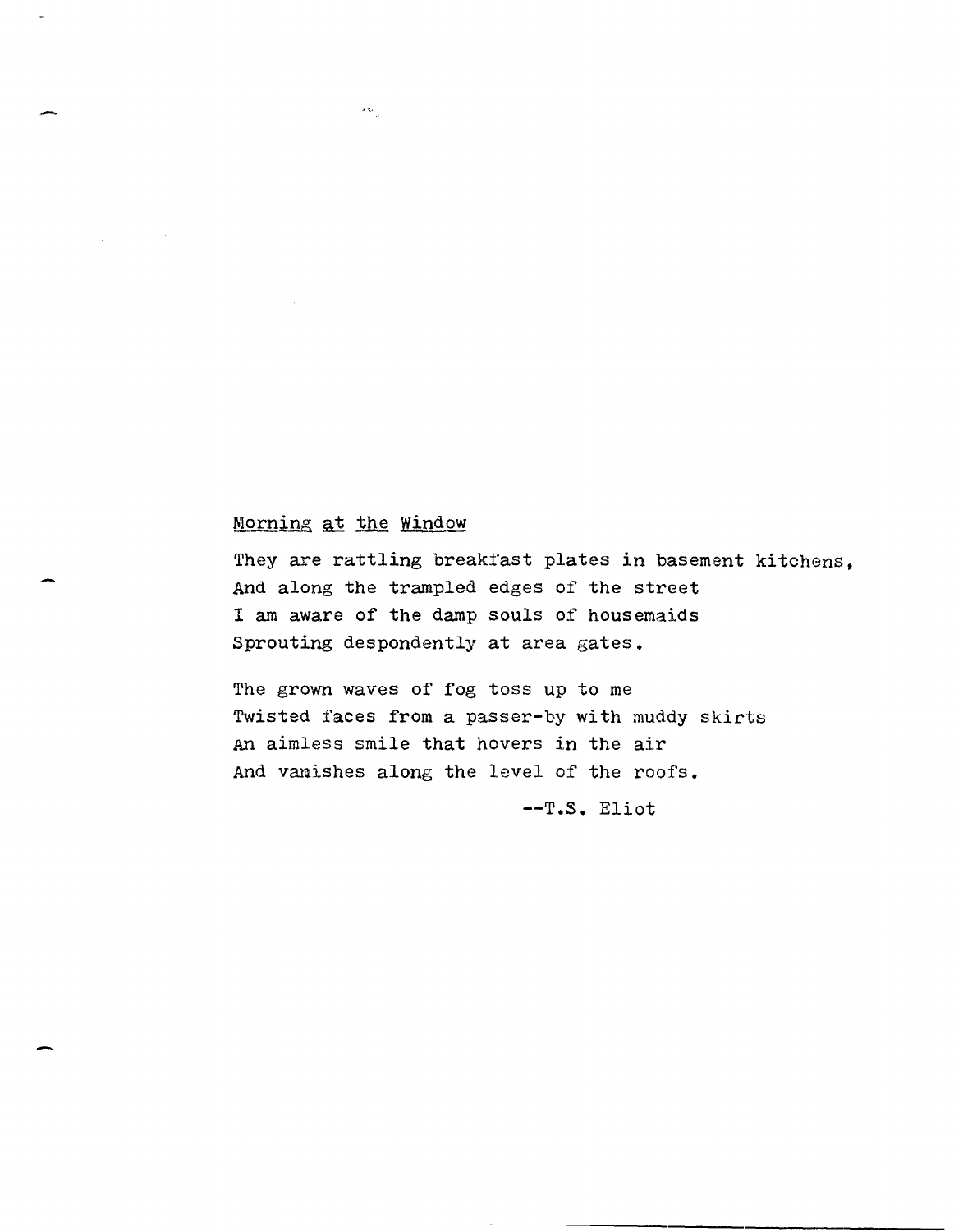Morning at the Window

They are rattling breakfast plates in basement kitchens,
And along the trampled edges of the street
I am aware of the damp souls of housemaids
Sprouting despondently at area gates.

The grown waves of fog toss up to me
Twisted faces from a passer-by with muddy skirts
An aimless smile that hovers in the air
And vanishes along the level of the roofs.

--T.S. Eliot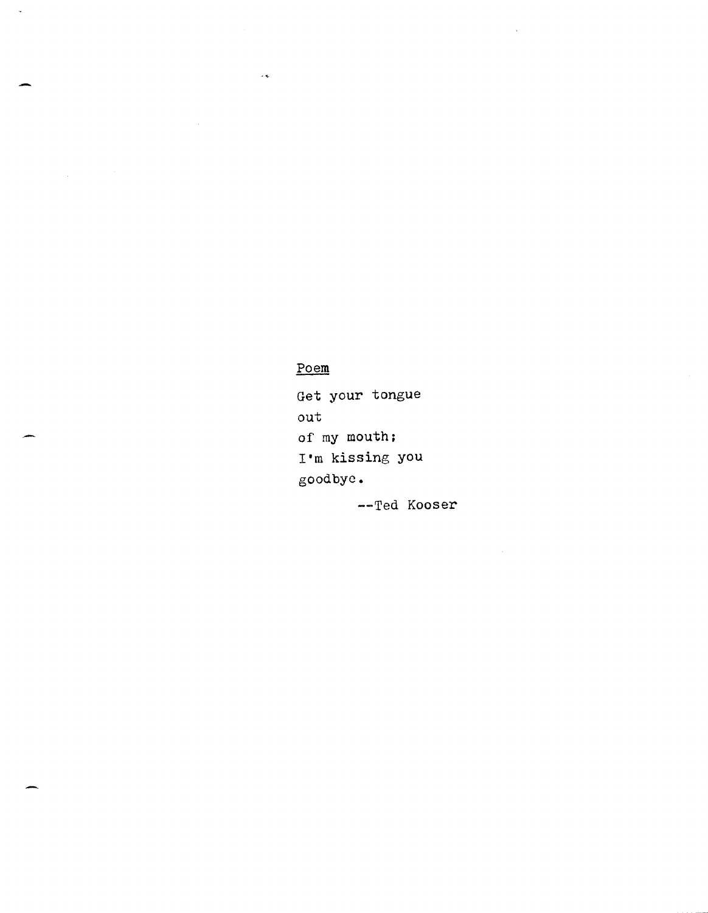Poem

Get your tongue
out
of my mouth;
I'm kissing you
goodbye.

--Ted Kooser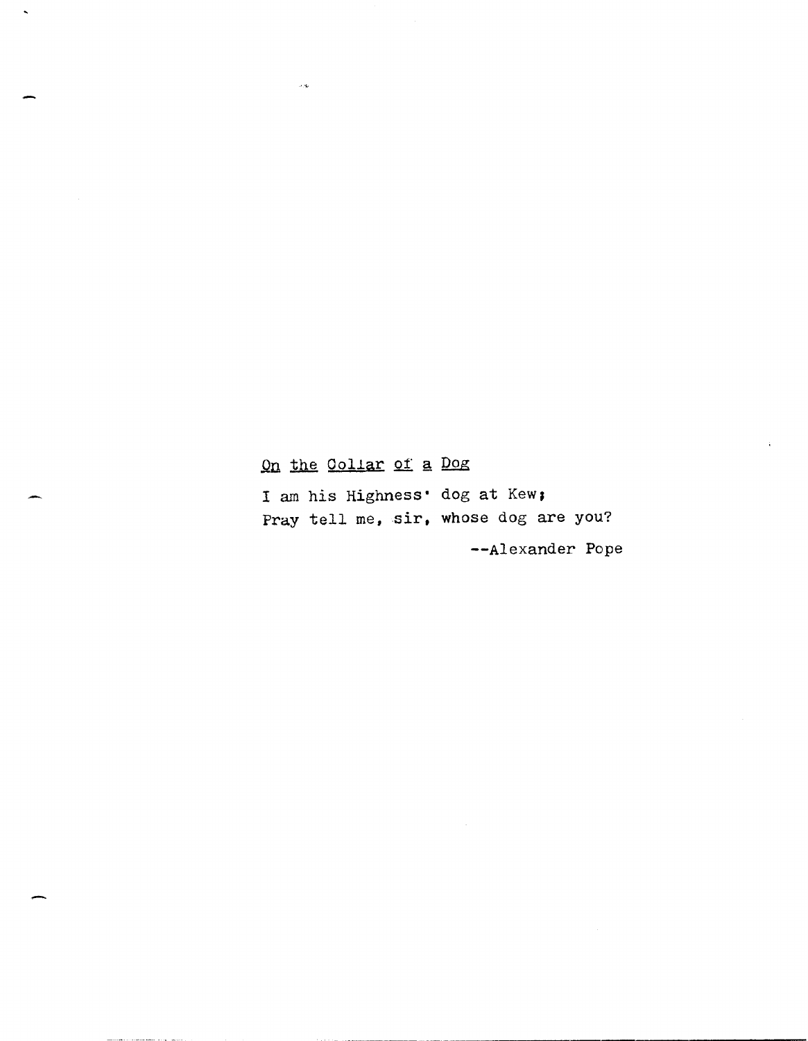<u>On the Collar of a Dog</u>

I am his Highness' dog at Kew;  
Pray tell me, sir, whose dog are you?

--Alexander Pope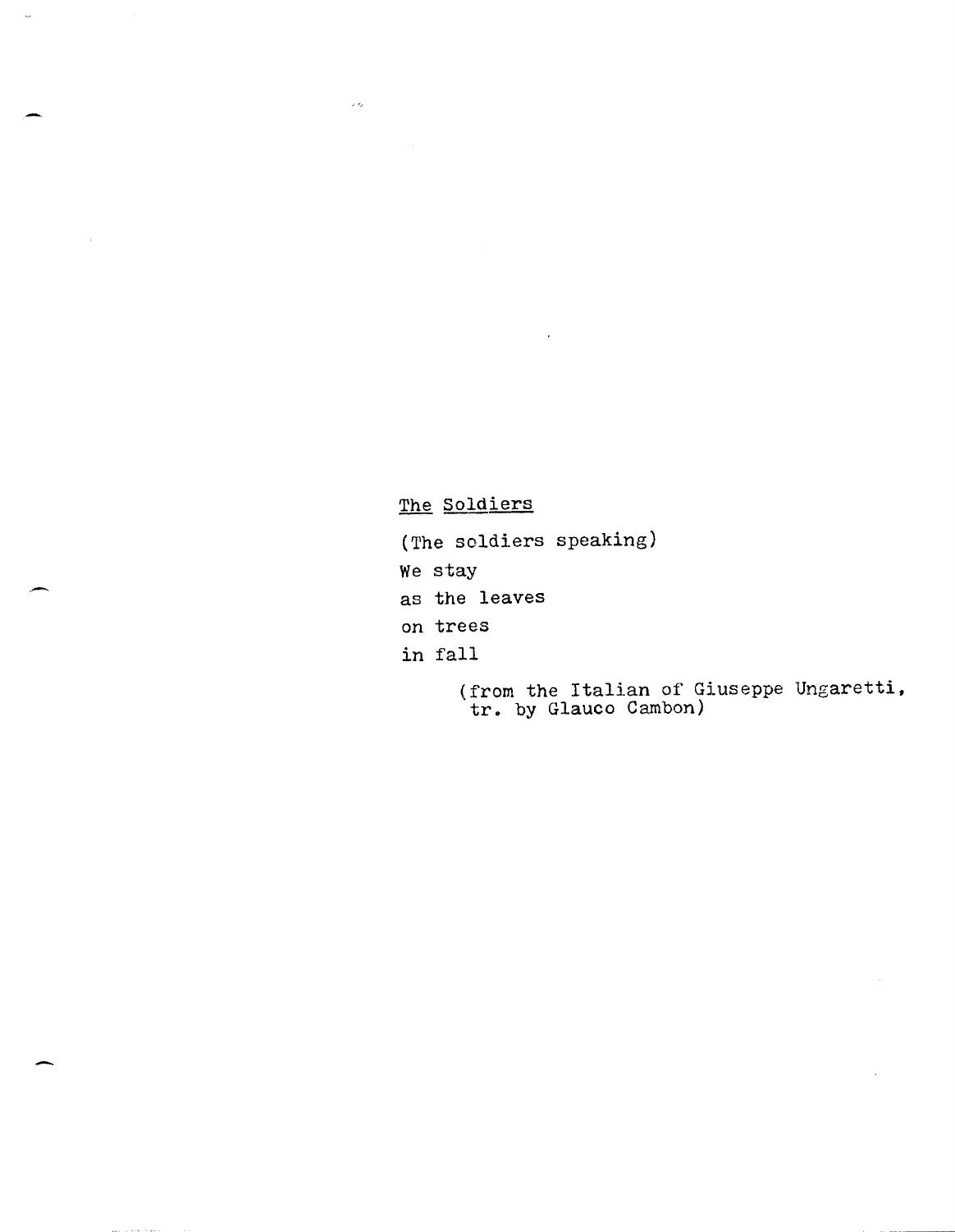The Soldiers

(The soldiers speaking)

We stay

as the leaves

on trees

in fall

(from the Italian of Giuseppe Ungaretti,
tr. by Glauco Cambon)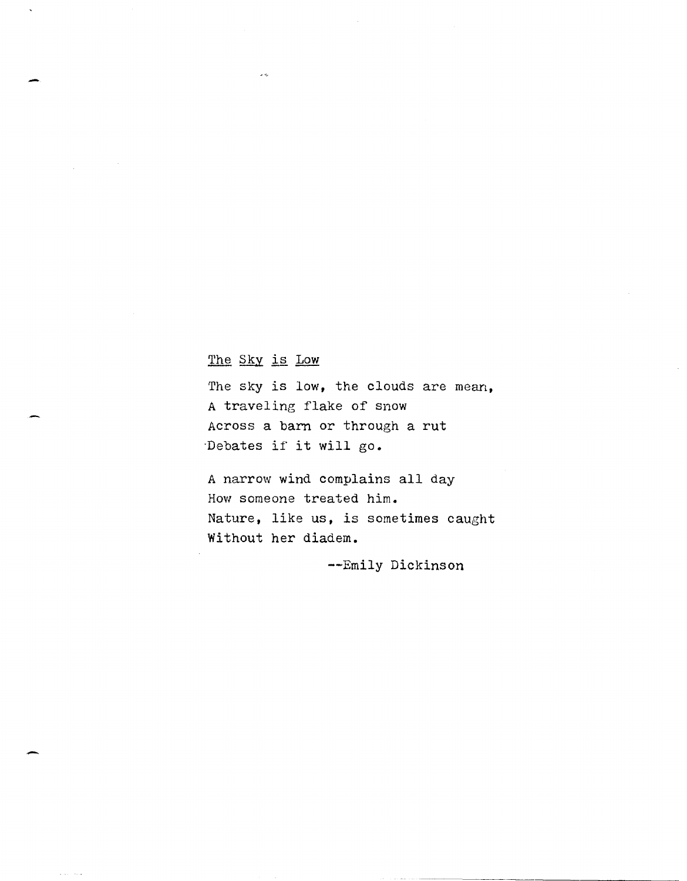The Sky is Low

The sky is low, the clouds are mean,  
A traveling flake of snow  
Across a barn or through a rut  
Debates if it will go.

A narrow wind complains all day  
How someone treated him.  
Nature, like us, is sometimes caught  
Without her diadem.

--Emily Dickinson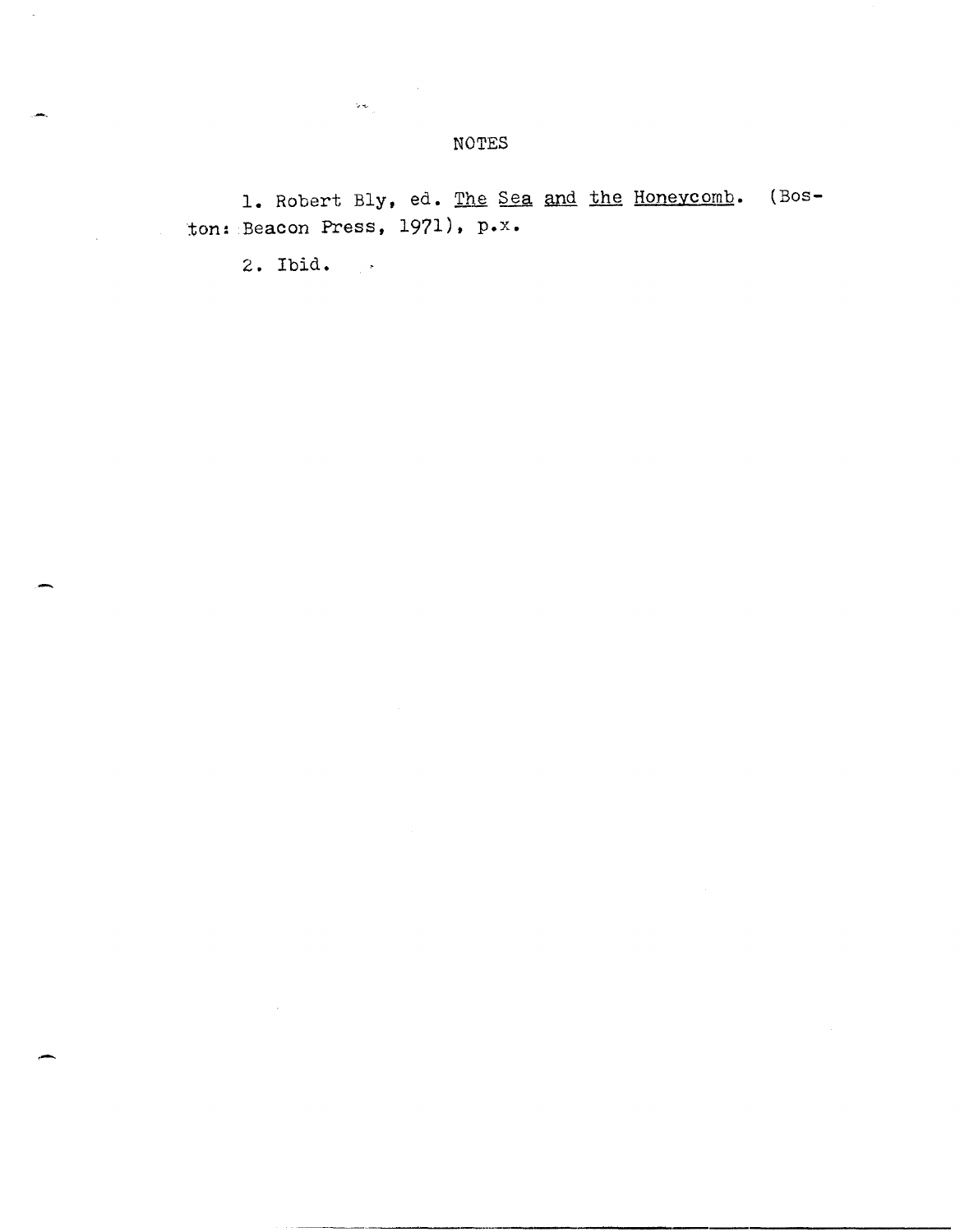## NOTES

1. Robert Bly, ed. _The Sea and the Honeycomb_. (Boston: Beacon Press, 1971), p.x.

2. Ibid.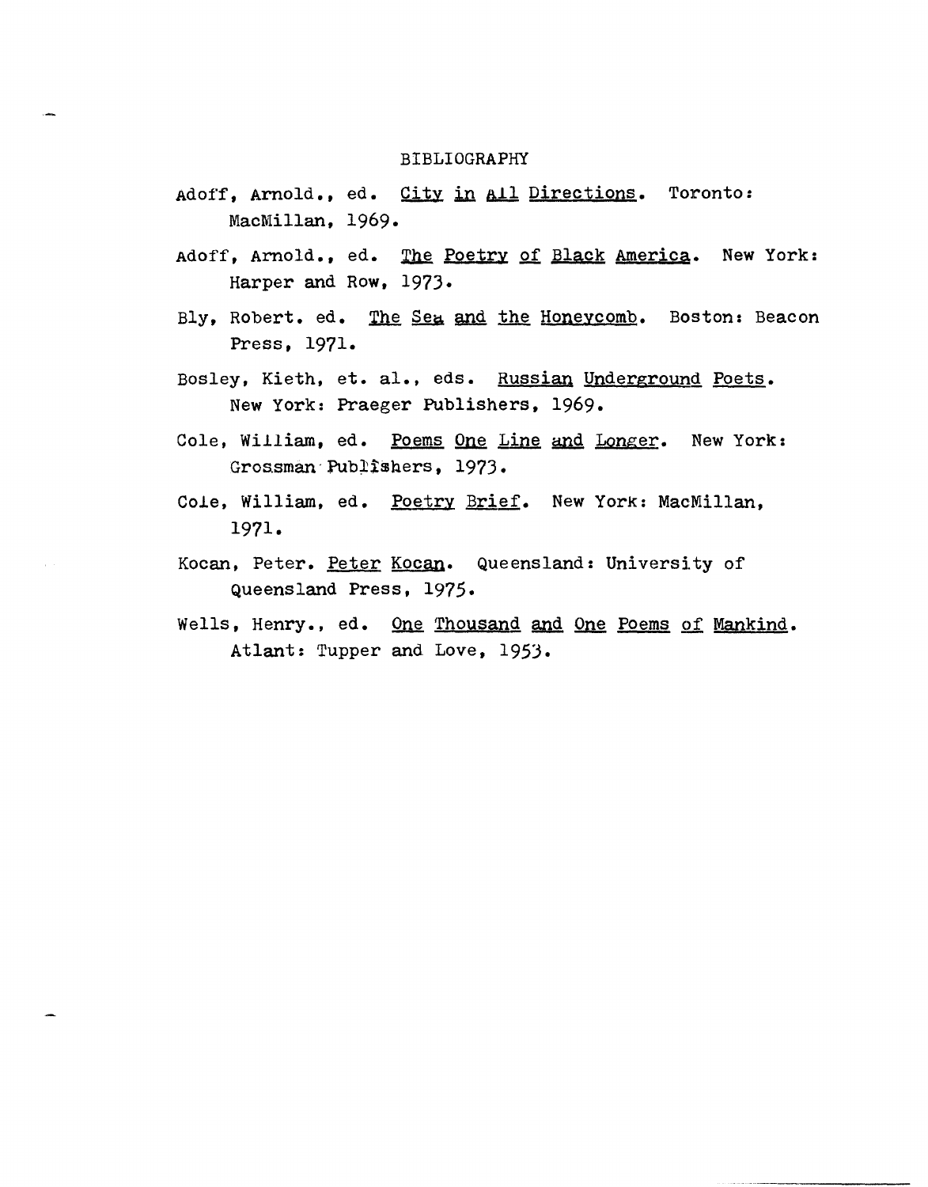# BIBLIOGRAPHY

Adoff, Arnold., ed. City in All Directions. Toronto: MacMillan, 1969.

Adoff, Arnold., ed. The Poetry of Black America. New York: Harper and Row, 1973.

Bly, Robert. ed. The Sea and the Honeycomb. Boston: Beacon Press, 1971.

Bosley, Kieth, et. al., eds. Russian Underground Poets. New York: Praeger Publishers, 1969.

Cole, William, ed. Poems One Line and Longer. New York: Grossman Publishers, 1973.

Cole, William, ed. Poetry Brief. New York: MacMillan, 1971.

Kocan, Peter. Peter Kocan. Queensland: University of Queensland Press, 1975.

Wells, Henry., ed. One Thousand and One Poems of Mankind. Atlant: Tupper and Love, 1953.